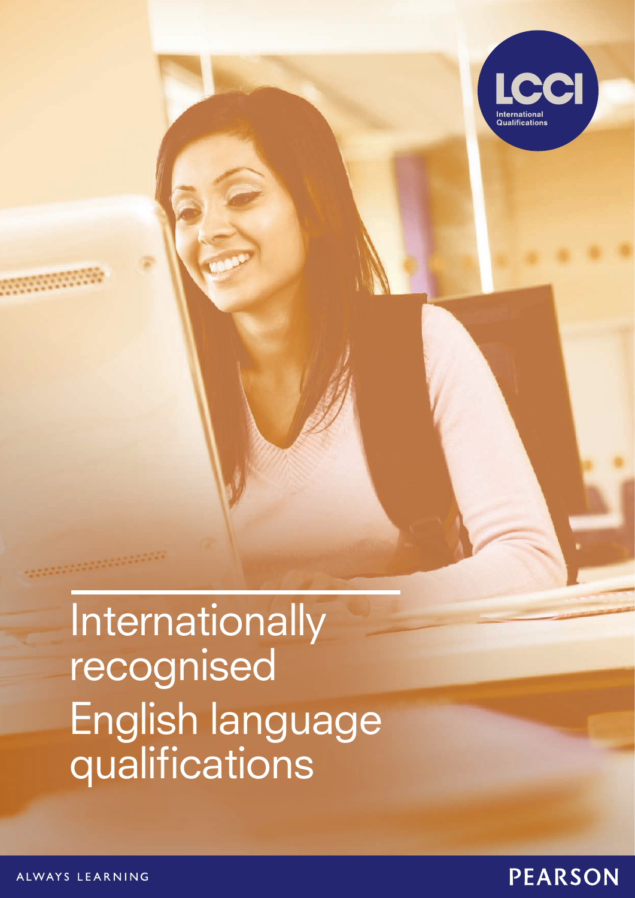LCCI International Qualifications

# Internationally recognised English language qualifications

ALWAYS LEARNING

PEARSON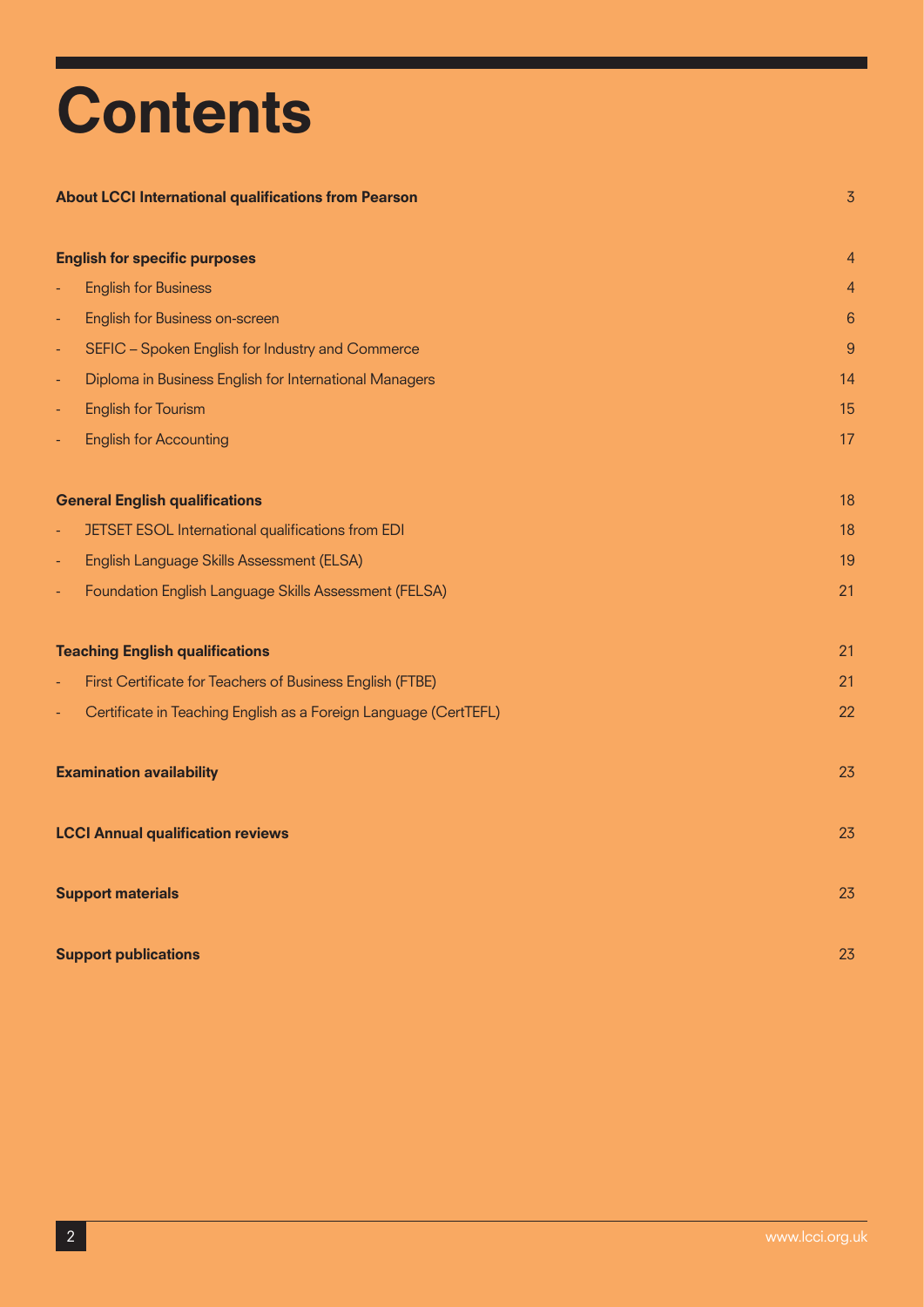# Contents

| | |
|---|---|
| **About LCCI International qualifications from Pearson** | 3 |
| **English for specific purposes** | 4 |
| - English for Business | 4 |
| - English for Business on-screen | 6 |
| - SEFIC – Spoken English for Industry and Commerce | 9 |
| - Diploma in Business English for International Managers | 14 |
| - English for Tourism | 15 |
| - English for Accounting | 17 |
| **General English qualifications** | 18 |
| - JETSET ESOL International qualifications from EDI | 18 |
| - English Language Skills Assessment (ELSA) | 19 |
| - Foundation English Language Skills Assessment (FELSA) | 21 |
| **Teaching English qualifications** | 21 |
| - First Certificate for Teachers of Business English (FTBE) | 21 |
| - Certificate in Teaching English as a Foreign Language (CertTEFL) | 22 |
| **Examination availability** | 23 |
| **LCCI Annual qualification reviews** | 23 |
| **Support materials** | 23 |
| **Support publications** | 23 |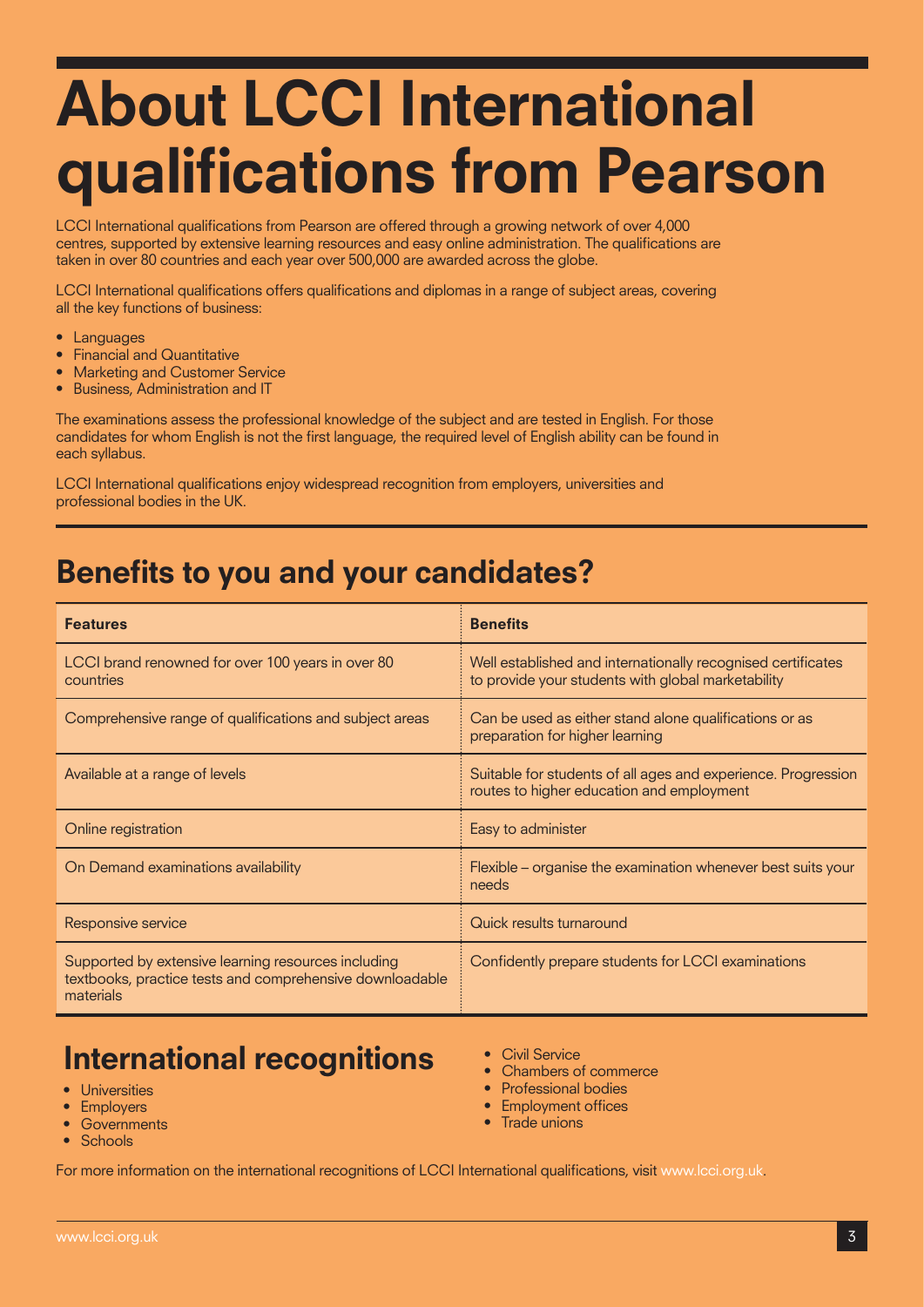# About LCCI International qualifications from Pearson

LCCI International qualifications from Pearson are offered through a growing network of over 4,000 centres, supported by extensive learning resources and easy online administration. The qualifications are taken in over 80 countries and each year over 500,000 are awarded across the globe.

LCCI International qualifications offers qualifications and diplomas in a range of subject areas, covering all the key functions of business:

- Languages
- Financial and Quantitative
- Marketing and Customer Service
- Business, Administration and IT

The examinations assess the professional knowledge of the subject and are tested in English. For those candidates for whom English is not the first language, the required level of English ability can be found in each syllabus.

LCCI International qualifications enjoy widespread recognition from employers, universities and professional bodies in the UK.

## Benefits to you and your candidates?

| Features | Benefits |
|---|---|
| LCCI brand renowned for over 100 years in over 80 countries | Well established and internationally recognised certificates to provide your students with global marketability |
| Comprehensive range of qualifications and subject areas | Can be used as either stand alone qualifications or as preparation for higher learning |
| Available at a range of levels | Suitable for students of all ages and experience. Progression routes to higher education and employment |
| Online registration | Easy to administer |
| On Demand examinations availability | Flexible – organise the examination whenever best suits your needs |
| Responsive service | Quick results turnaround |
| Supported by extensive learning resources including textbooks, practice tests and comprehensive downloadable materials | Confidently prepare students for LCCI examinations |

## International recognitions

- Universities
- Employers
- Governments
- Schools
- Civil Service
- Chambers of commerce
- Professional bodies
- Employment offices
- Trade unions

For more information on the international recognitions of LCCI International qualifications, visit www.lcci.org.uk.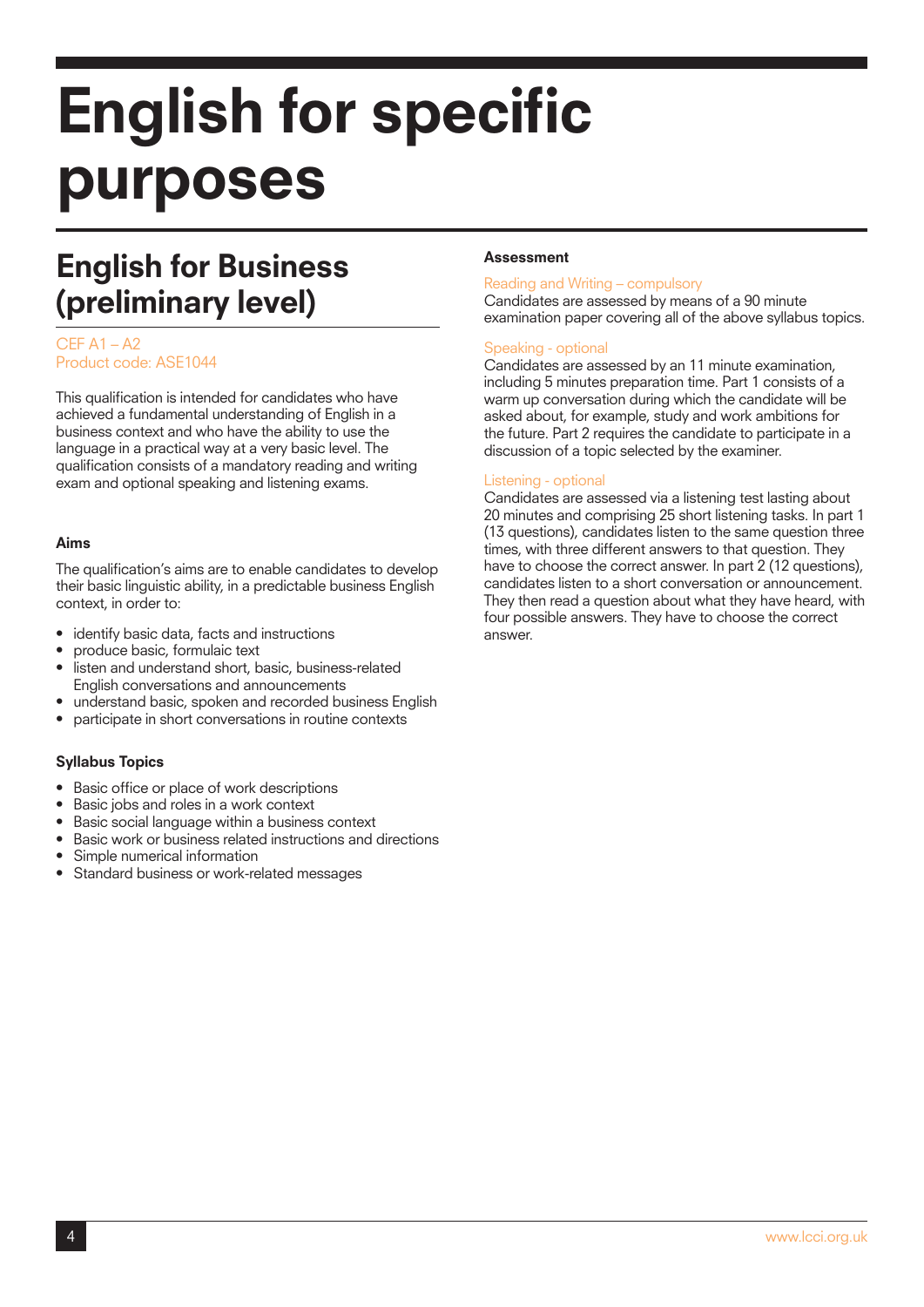# English for specific purposes

## English for Business (preliminary level)

CEF A1 – A2
Product code: ASE1044

This qualification is intended for candidates who have achieved a fundamental understanding of English in a business context and who have the ability to use the language in a practical way at a very basic level. The qualification consists of a mandatory reading and writing exam and optional speaking and listening exams.

**Aims**

The qualification's aims are to enable candidates to develop their basic linguistic ability, in a predictable business English context, in order to:

- identify basic data, facts and instructions
- produce basic, formulaic text
- listen and understand short, basic, business-related English conversations and announcements
- understand basic, spoken and recorded business English
- participate in short conversations in routine contexts

**Syllabus Topics**

- Basic office or place of work descriptions
- Basic jobs and roles in a work context
- Basic social language within a business context
- Basic work or business related instructions and directions
- Simple numerical information
- Standard business or work-related messages

**Assessment**

Reading and Writing – compulsory
Candidates are assessed by means of a 90 minute examination paper covering all of the above syllabus topics.

Speaking - optional
Candidates are assessed by an 11 minute examination, including 5 minutes preparation time. Part 1 consists of a warm up conversation during which the candidate will be asked about, for example, study and work ambitions for the future. Part 2 requires the candidate to participate in a discussion of a topic selected by the examiner.

Listening - optional
Candidates are assessed via a listening test lasting about 20 minutes and comprising 25 short listening tasks. In part 1 (13 questions), candidates listen to the same question three times, with three different answers to that question. They have to choose the correct answer. In part 2 (12 questions), candidates listen to a short conversation or announcement. They then read a question about what they have heard, with four possible answers. They have to choose the correct answer.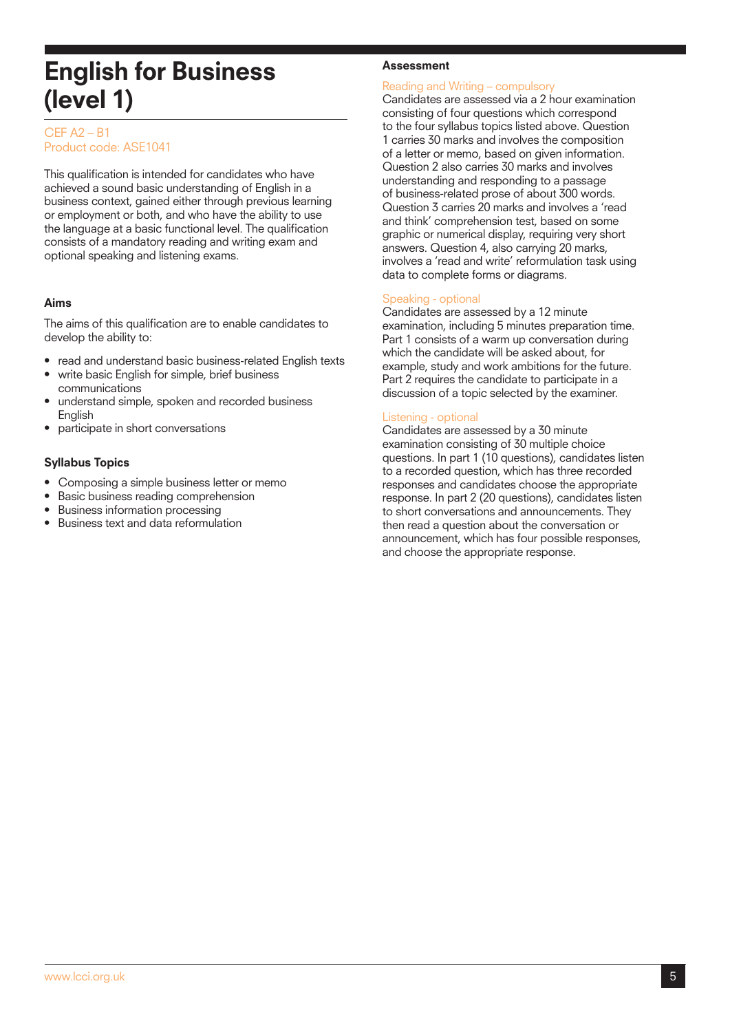# English for Business (level 1)

CEF A2 – B1
Product code: ASE1041

This qualification is intended for candidates who have achieved a sound basic understanding of English in a business context, gained either through previous learning or employment or both, and who have the ability to use the language at a basic functional level. The qualification consists of a mandatory reading and writing exam and optional speaking and listening exams.

### Aims

The aims of this qualification are to enable candidates to develop the ability to:

- read and understand basic business-related English texts
- write basic English for simple, brief business communications
- understand simple, spoken and recorded business English
- participate in short conversations

### Syllabus Topics

- Composing a simple business letter or memo
- Basic business reading comprehension
- Business information processing
- Business text and data reformulation

### Assessment

Reading and Writing – compulsory
Candidates are assessed via a 2 hour examination consisting of four questions which correspond to the four syllabus topics listed above. Question 1 carries 30 marks and involves the composition of a letter or memo, based on given information. Question 2 also carries 30 marks and involves understanding and responding to a passage of business-related prose of about 300 words. Question 3 carries 20 marks and involves a 'read and think' comprehension test, based on some graphic or numerical display, requiring very short answers. Question 4, also carrying 20 marks, involves a 'read and write' reformulation task using data to complete forms or diagrams.

Speaking - optional
Candidates are assessed by a 12 minute examination, including 5 minutes preparation time. Part 1 consists of a warm up conversation during which the candidate will be asked about, for example, study and work ambitions for the future. Part 2 requires the candidate to participate in a discussion of a topic selected by the examiner.

Listening - optional
Candidates are assessed by a 30 minute examination consisting of 30 multiple choice questions. In part 1 (10 questions), candidates listen to a recorded question, which has three recorded responses and candidates choose the appropriate response. In part 2 (20 questions), candidates listen to short conversations and announcements. They then read a question about the conversation or announcement, which has four possible responses, and choose the appropriate response.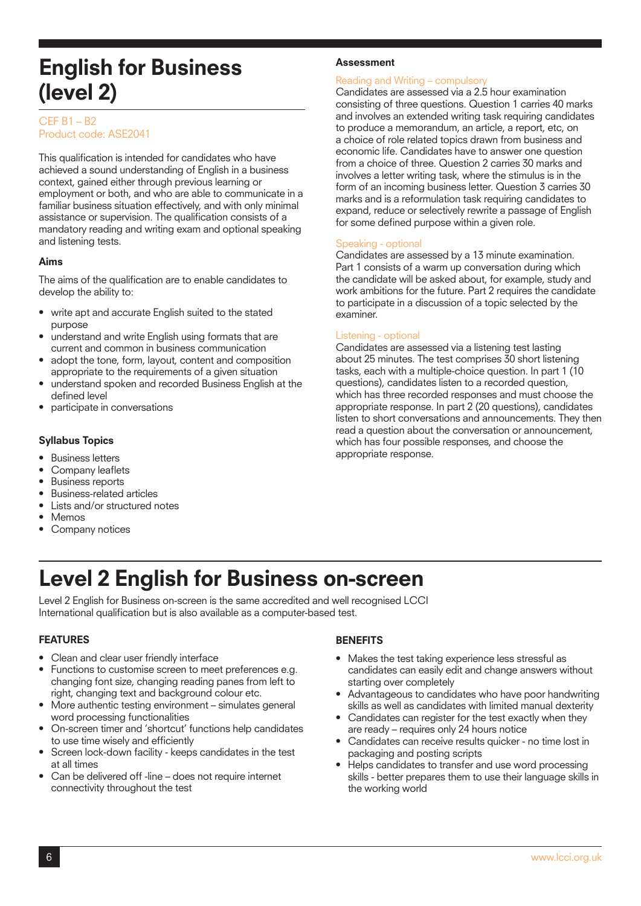# English for Business (level 2)

CEF B1 – B2
Product code: ASE2041

This qualification is intended for candidates who have achieved a sound understanding of English in a business context, gained either through previous learning or employment or both, and who are able to communicate in a familiar business situation effectively, and with only minimal assistance or supervision. The qualification consists of a mandatory reading and writing exam and optional speaking and listening tests.

### Aims

The aims of the qualification are to enable candidates to develop the ability to:

- write apt and accurate English suited to the stated purpose
- understand and write English using formats that are current and common in business communication
- adopt the tone, form, layout, content and composition appropriate to the requirements of a given situation
- understand spoken and recorded Business English at the defined level
- participate in conversations

### Syllabus Topics

- Business letters
- Company leaflets
- Business reports
- Business-related articles
- Lists and/or structured notes
- Memos
- Company notices

### Assessment

Reading and Writing – compulsory
Candidates are assessed via a 2.5 hour examination consisting of three questions. Question 1 carries 40 marks and involves an extended writing task requiring candidates to produce a memorandum, an article, a report, etc, on a choice of role related topics drawn from business and economic life. Candidates have to answer one question from a choice of three. Question 2 carries 30 marks and involves a letter writing task, where the stimulus is in the form of an incoming business letter. Question 3 carries 30 marks and is a reformulation task requiring candidates to expand, reduce or selectively rewrite a passage of English for some defined purpose within a given role.

Speaking - optional
Candidates are assessed by a 13 minute examination. Part 1 consists of a warm up conversation during which the candidate will be asked about, for example, study and work ambitions for the future. Part 2 requires the candidate to participate in a discussion of a topic selected by the examiner.

Listening - optional
Candidates are assessed via a listening test lasting about 25 minutes. The test comprises 30 short listening tasks, each with a multiple-choice question. In part 1 (10 questions), candidates listen to a recorded question, which has three recorded responses and must choose the appropriate response. In part 2 (20 questions), candidates listen to short conversations and announcements. They then read a question about the conversation or announcement, which has four possible responses, and choose the appropriate response.

# Level 2 English for Business on-screen

Level 2 English for Business on-screen is the same accredited and well recognised LCCI International qualification but is also available as a computer-based test.

### FEATURES

- Clean and clear user friendly interface
- Functions to customise screen to meet preferences e.g. changing font size, changing reading panes from left to right, changing text and background colour etc.
- More authentic testing environment – simulates general word processing functionalities
- On-screen timer and 'shortcut' functions help candidates to use time wisely and efficiently
- Screen lock-down facility - keeps candidates in the test at all times
- Can be delivered off -line – does not require internet connectivity throughout the test

### BENEFITS

- Makes the test taking experience less stressful as candidates can easily edit and change answers without starting over completely
- Advantageous to candidates who have poor handwriting skills as well as candidates with limited manual dexterity
- Candidates can register for the test exactly when they are ready – requires only 24 hours notice
- Candidates can receive results quicker - no time lost in packaging and posting scripts
- Helps candidates to transfer and use word processing skills - better prepares them to use their language skills in the working world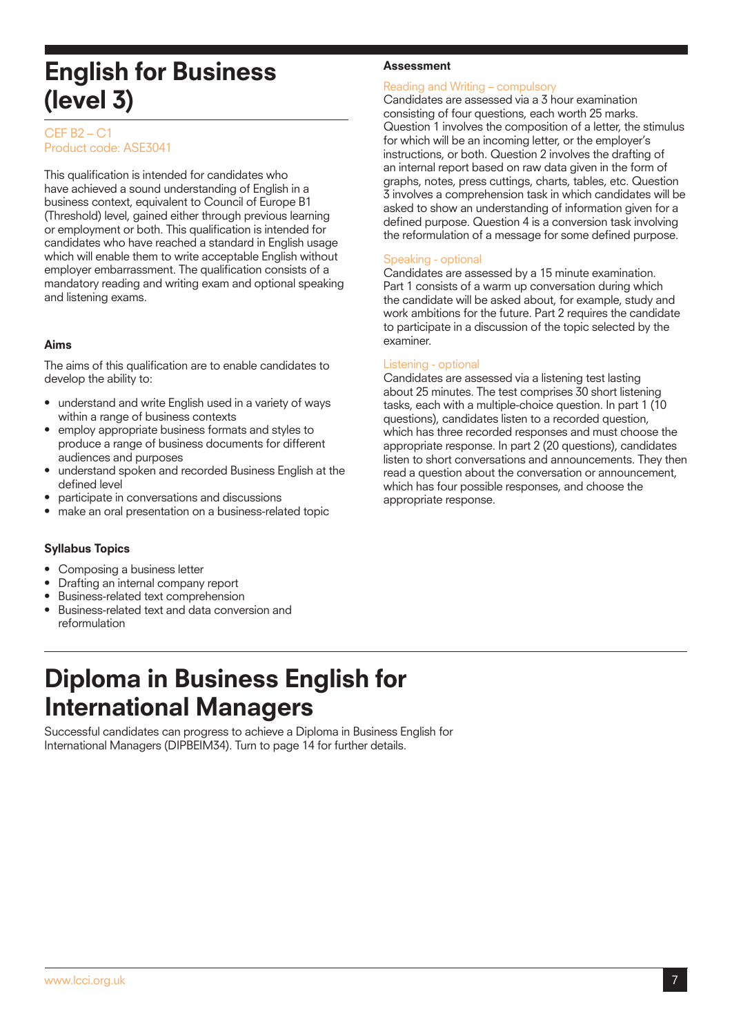# English for Business (level 3)

CEF B2 – C1
Product code: ASE3041

This qualification is intended for candidates who have achieved a sound understanding of English in a business context, equivalent to Council of Europe B1 (Threshold) level, gained either through previous learning or employment or both. This qualification is intended for candidates who have reached a standard in English usage which will enable them to write acceptable English without employer embarrassment. The qualification consists of a mandatory reading and writing exam and optional speaking and listening exams.

### Aims

The aims of this qualification are to enable candidates to develop the ability to:

- understand and write English used in a variety of ways within a range of business contexts
- employ appropriate business formats and styles to produce a range of business documents for different audiences and purposes
- understand spoken and recorded Business English at the defined level
- participate in conversations and discussions
- make an oral presentation on a business-related topic

### Syllabus Topics

- Composing a business letter
- Drafting an internal company report
- Business-related text comprehension
- Business-related text and data conversion and reformulation

### Assessment

Reading and Writing – compulsory
Candidates are assessed via a 3 hour examination consisting of four questions, each worth 25 marks. Question 1 involves the composition of a letter, the stimulus for which will be an incoming letter, or the employer's instructions, or both. Question 2 involves the drafting of an internal report based on raw data given in the form of graphs, notes, press cuttings, charts, tables, etc. Question 3 involves a comprehension task in which candidates will be asked to show an understanding of information given for a defined purpose. Question 4 is a conversion task involving the reformulation of a message for some defined purpose.

Speaking - optional
Candidates are assessed by a 15 minute examination. Part 1 consists of a warm up conversation during which the candidate will be asked about, for example, study and work ambitions for the future. Part 2 requires the candidate to participate in a discussion of the topic selected by the examiner.

Listening - optional
Candidates are assessed via a listening test lasting about 25 minutes. The test comprises 30 short listening tasks, each with a multiple-choice question. In part 1 (10 questions), candidates listen to a recorded question, which has three recorded responses and must choose the appropriate response. In part 2 (20 questions), candidates listen to short conversations and announcements. They then read a question about the conversation or announcement, which has four possible responses, and choose the appropriate response.

# Diploma in Business English for International Managers

Successful candidates can progress to achieve a Diploma in Business English for International Managers (DIPBEIM34). Turn to page 14 for further details.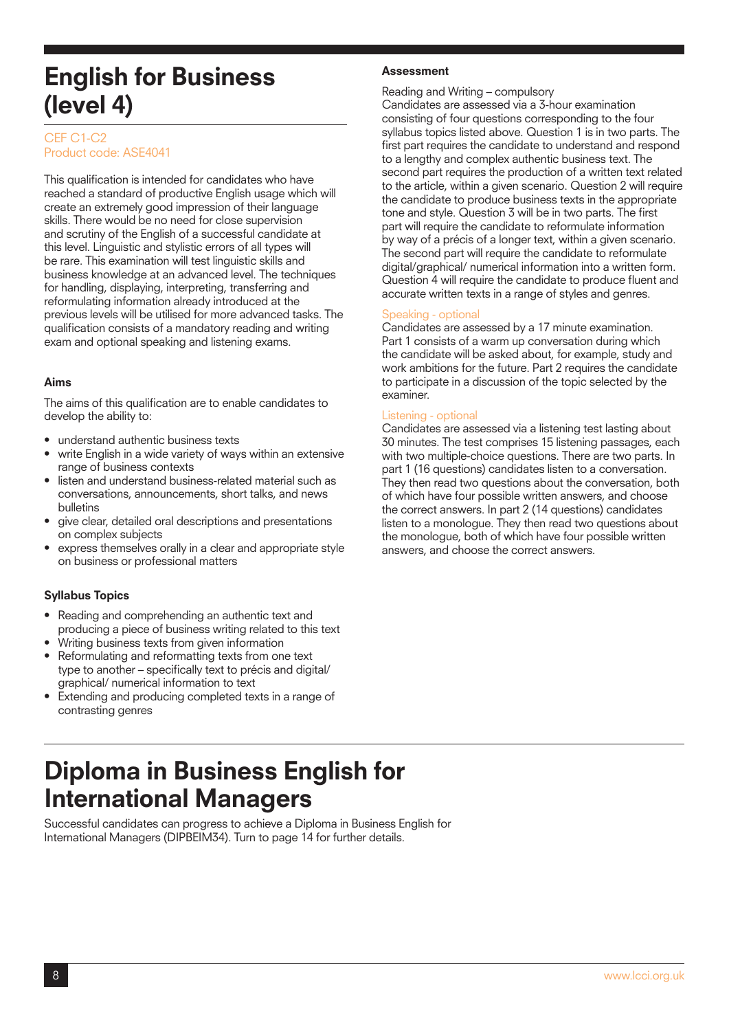# English for Business (level 4)

CEF C1-C2
Product code: ASE4041

This qualification is intended for candidates who have reached a standard of productive English usage which will create an extremely good impression of their language skills. There would be no need for close supervision and scrutiny of the English of a successful candidate at this level. Linguistic and stylistic errors of all types will be rare. This examination will test linguistic skills and business knowledge at an advanced level. The techniques for handling, displaying, interpreting, transferring and reformulating information already introduced at the previous levels will be utilised for more advanced tasks. The qualification consists of a mandatory reading and writing exam and optional speaking and listening exams.

### Aims

The aims of this qualification are to enable candidates to develop the ability to:

- understand authentic business texts
- write English in a wide variety of ways within an extensive range of business contexts
- listen and understand business-related material such as conversations, announcements, short talks, and news bulletins
- give clear, detailed oral descriptions and presentations on complex subjects
- express themselves orally in a clear and appropriate style on business or professional matters

### Syllabus Topics

- Reading and comprehending an authentic text and producing a piece of business writing related to this text
- Writing business texts from given information
- Reformulating and reformatting texts from one text type to another – specifically text to précis and digital/ graphical/ numerical information to text
- Extending and producing completed texts in a range of contrasting genres

### Assessment

Reading and Writing – compulsory
Candidates are assessed via a 3-hour examination consisting of four questions corresponding to the four syllabus topics listed above. Question 1 is in two parts. The first part requires the candidate to understand and respond to a lengthy and complex authentic business text. The second part requires the production of a written text related to the article, within a given scenario. Question 2 will require the candidate to produce business texts in the appropriate tone and style. Question 3 will be in two parts. The first part will require the candidate to reformulate information by way of a précis of a longer text, within a given scenario. The second part will require the candidate to reformulate digital/graphical/ numerical information into a written form. Question 4 will require the candidate to produce fluent and accurate written texts in a range of styles and genres.

Speaking - optional
Candidates are assessed by a 17 minute examination. Part 1 consists of a warm up conversation during which the candidate will be asked about, for example, study and work ambitions for the future. Part 2 requires the candidate to participate in a discussion of the topic selected by the examiner.

Listening - optional
Candidates are assessed via a listening test lasting about 30 minutes. The test comprises 15 listening passages, each with two multiple-choice questions. There are two parts. In part 1 (16 questions) candidates listen to a conversation. They then read two questions about the conversation, both of which have four possible written answers, and choose the correct answers. In part 2 (14 questions) candidates listen to a monologue. They then read two questions about the monologue, both of which have four possible written answers, and choose the correct answers.

# Diploma in Business English for International Managers

Successful candidates can progress to achieve a Diploma in Business English for International Managers (DIPBEIM34). Turn to page 14 for further details.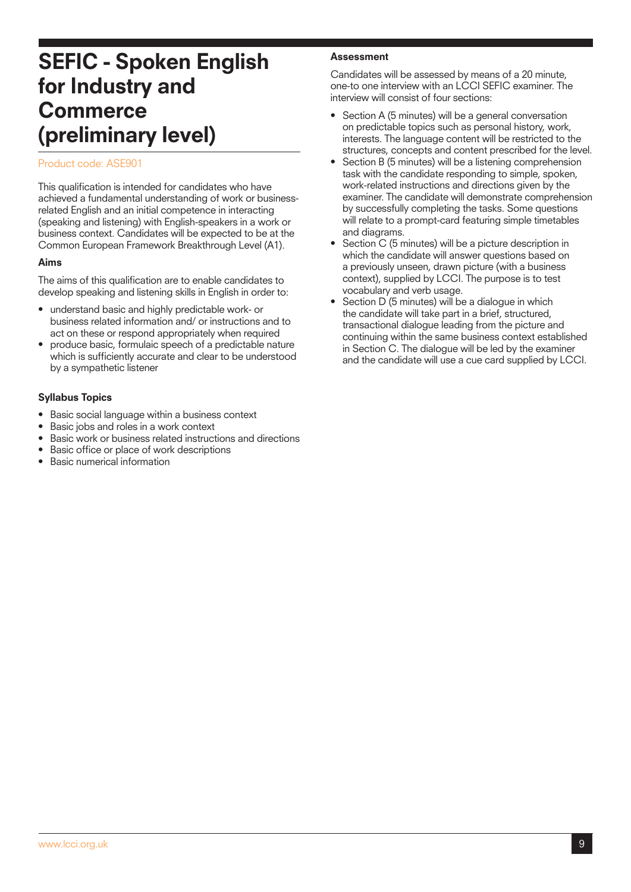# SEFIC - Spoken English for Industry and Commerce (preliminary level)

Product code: ASE901

This qualification is intended for candidates who have achieved a fundamental understanding of work or business-related English and an initial competence in interacting (speaking and listening) with English-speakers in a work or business context. Candidates will be expected to be at the Common European Framework Breakthrough Level (A1).

### Aims

The aims of this qualification are to enable candidates to develop speaking and listening skills in English in order to:

- understand basic and highly predictable work- or business related information and/ or instructions and to act on these or respond appropriately when required
- produce basic, formulaic speech of a predictable nature which is sufficiently accurate and clear to be understood by a sympathetic listener

### Syllabus Topics

- Basic social language within a business context
- Basic jobs and roles in a work context
- Basic work or business related instructions and directions
- Basic office or place of work descriptions
- Basic numerical information

### Assessment

Candidates will be assessed by means of a 20 minute, one-to one interview with an LCCI SEFIC examiner. The interview will consist of four sections:

- Section A (5 minutes) will be a general conversation on predictable topics such as personal history, work, interests. The language content will be restricted to the structures, concepts and content prescribed for the level.
- Section B (5 minutes) will be a listening comprehension task with the candidate responding to simple, spoken, work-related instructions and directions given by the examiner. The candidate will demonstrate comprehension by successfully completing the tasks. Some questions will relate to a prompt-card featuring simple timetables and diagrams.
- Section C (5 minutes) will be a picture description in which the candidate will answer questions based on a previously unseen, drawn picture (with a business context), supplied by LCCI. The purpose is to test vocabulary and verb usage.
- Section D (5 minutes) will be a dialogue in which the candidate will take part in a brief, structured, transactional dialogue leading from the picture and continuing within the same business context established in Section C. The dialogue will be led by the examiner and the candidate will use a cue card supplied by LCCI.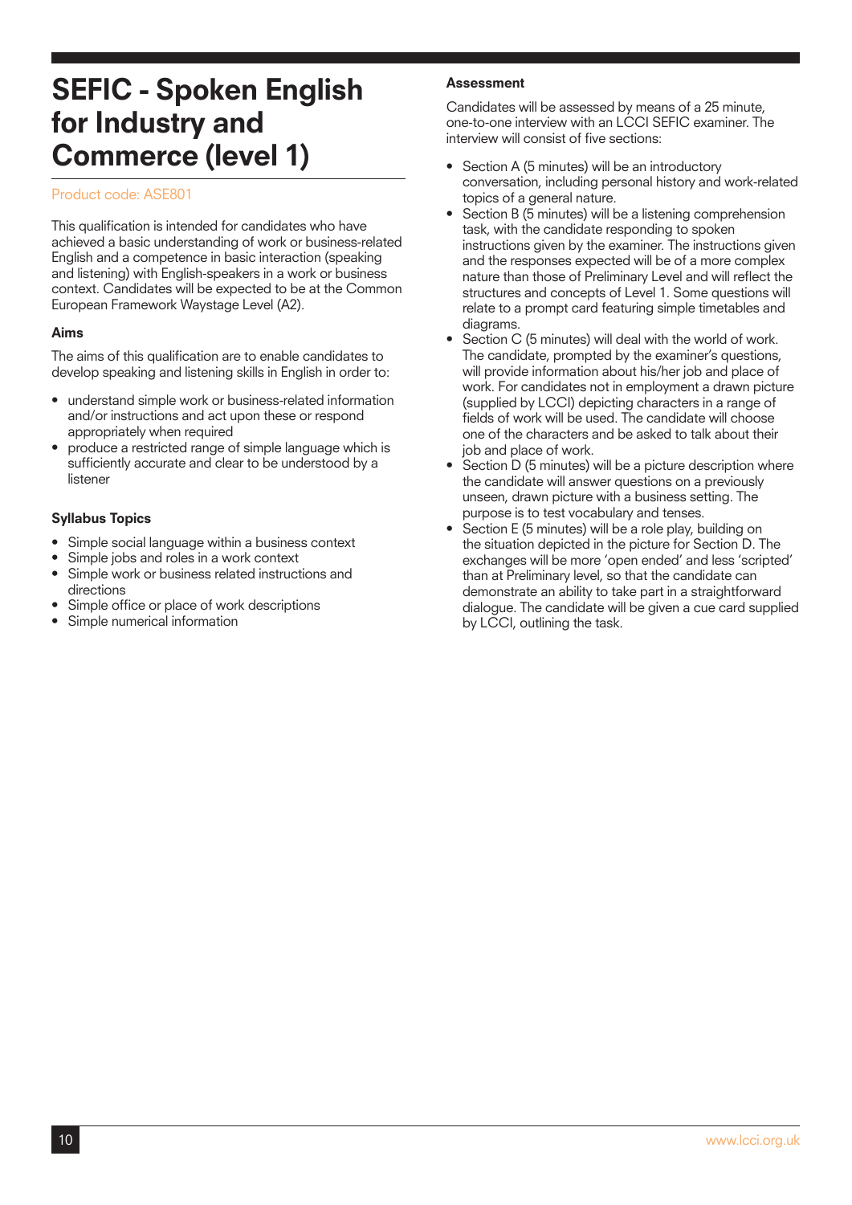# SEFIC - Spoken English for Industry and Commerce (level 1)

Product code: ASE801

This qualification is intended for candidates who have achieved a basic understanding of work or business-related English and a competence in basic interaction (speaking and listening) with English-speakers in a work or business context. Candidates will be expected to be at the Common European Framework Waystage Level (A2).

### Aims

The aims of this qualification are to enable candidates to develop speaking and listening skills in English in order to:

- understand simple work or business-related information and/or instructions and act upon these or respond appropriately when required
- produce a restricted range of simple language which is sufficiently accurate and clear to be understood by a listener

### Syllabus Topics

- Simple social language within a business context
- Simple jobs and roles in a work context
- Simple work or business related instructions and directions
- Simple office or place of work descriptions
- Simple numerical information

### Assessment

Candidates will be assessed by means of a 25 minute, one-to-one interview with an LCCI SEFIC examiner. The interview will consist of five sections:

- Section A (5 minutes) will be an introductory conversation, including personal history and work-related topics of a general nature.
- Section B (5 minutes) will be a listening comprehension task, with the candidate responding to spoken instructions given by the examiner. The instructions given and the responses expected will be of a more complex nature than those of Preliminary Level and will reflect the structures and concepts of Level 1. Some questions will relate to a prompt card featuring simple timetables and diagrams.
- Section C (5 minutes) will deal with the world of work. The candidate, prompted by the examiner's questions, will provide information about his/her job and place of work. For candidates not in employment a drawn picture (supplied by LCCI) depicting characters in a range of fields of work will be used. The candidate will choose one of the characters and be asked to talk about their job and place of work.
- Section D (5 minutes) will be a picture description where the candidate will answer questions on a previously unseen, drawn picture with a business setting. The purpose is to test vocabulary and tenses.
- Section E (5 minutes) will be a role play, building on the situation depicted in the picture for Section D. The exchanges will be more 'open ended' and less 'scripted' than at Preliminary level, so that the candidate can demonstrate an ability to take part in a straightforward dialogue. The candidate will be given a cue card supplied by LCCI, outlining the task.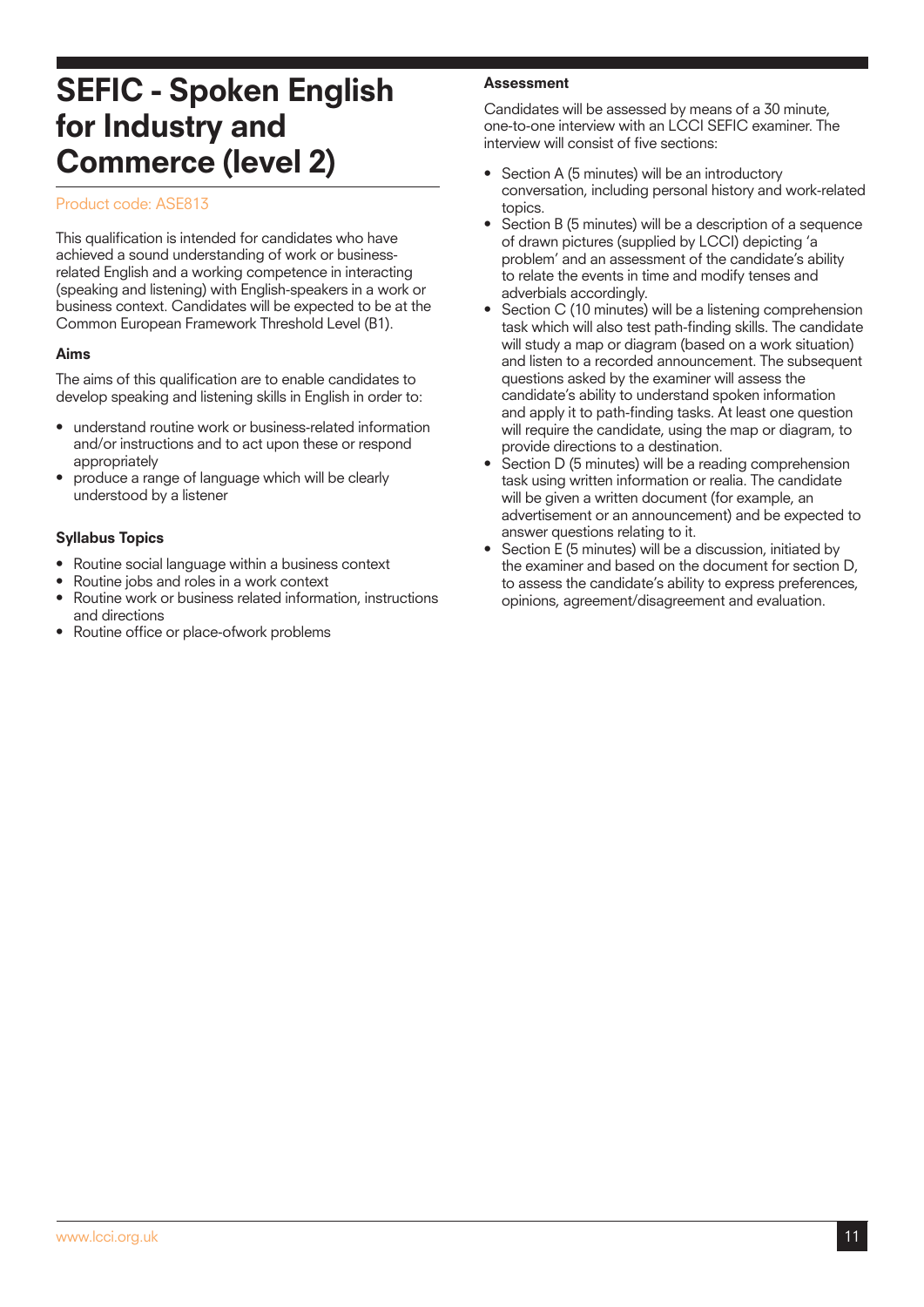# SEFIC - Spoken English for Industry and Commerce (level 2)

Product code: ASE813

This qualification is intended for candidates who have achieved a sound understanding of work or business-related English and a working competence in interacting (speaking and listening) with English-speakers in a work or business context. Candidates will be expected to be at the Common European Framework Threshold Level (B1).

### Aims

The aims of this qualification are to enable candidates to develop speaking and listening skills in English in order to:

- understand routine work or business-related information and/or instructions and to act upon these or respond appropriately
- produce a range of language which will be clearly understood by a listener

### Syllabus Topics

- Routine social language within a business context
- Routine jobs and roles in a work context
- Routine work or business related information, instructions and directions
- Routine office or place-ofwork problems

### Assessment

Candidates will be assessed by means of a 30 minute, one-to-one interview with an LCCI SEFIC examiner. The interview will consist of five sections:

- Section A (5 minutes) will be an introductory conversation, including personal history and work-related topics.
- Section B (5 minutes) will be a description of a sequence of drawn pictures (supplied by LCCI) depicting 'a problem' and an assessment of the candidate's ability to relate the events in time and modify tenses and adverbials accordingly.
- Section C (10 minutes) will be a listening comprehension task which will also test path-finding skills. The candidate will study a map or diagram (based on a work situation) and listen to a recorded announcement. The subsequent questions asked by the examiner will assess the candidate's ability to understand spoken information and apply it to path-finding tasks. At least one question will require the candidate, using the map or diagram, to provide directions to a destination.
- Section D (5 minutes) will be a reading comprehension task using written information or realia. The candidate will be given a written document (for example, an advertisement or an announcement) and be expected to answer questions relating to it.
- Section E (5 minutes) will be a discussion, initiated by the examiner and based on the document for section D, to assess the candidate's ability to express preferences, opinions, agreement/disagreement and evaluation.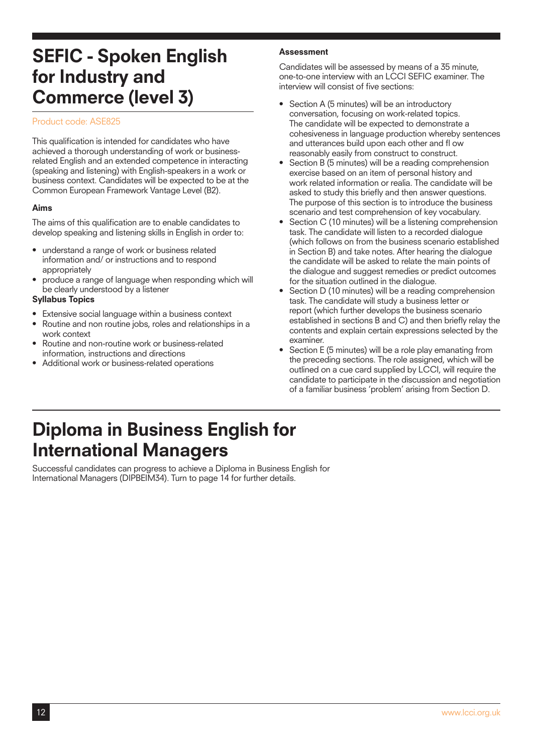# SEFIC - Spoken English for Industry and Commerce (level 3)

Product code: ASE825

This qualification is intended for candidates who have achieved a thorough understanding of work or business-related English and an extended competence in interacting (speaking and listening) with English-speakers in a work or business context. Candidates will be expected to be at the Common European Framework Vantage Level (B2).

### Aims

The aims of this qualification are to enable candidates to develop speaking and listening skills in English in order to:

- understand a range of work or business related information and/ or instructions and to respond appropriately
- produce a range of language when responding which will be clearly understood by a listener

### Syllabus Topics

- Extensive social language within a business context
- Routine and non routine jobs, roles and relationships in a work context
- Routine and non-routine work or business-related information, instructions and directions
- Additional work or business-related operations

### Assessment

Candidates will be assessed by means of a 35 minute, one-to-one interview with an LCCI SEFIC examiner. The interview will consist of five sections:

- Section A (5 minutes) will be an introductory conversation, focusing on work-related topics. The candidate will be expected to demonstrate a cohesiveness in language production whereby sentences and utterances build upon each other and fl ow reasonably easily from construct to construct.
- Section B (5 minutes) will be a reading comprehension exercise based on an item of personal history and work related information or realia. The candidate will be asked to study this briefly and then answer questions. The purpose of this section is to introduce the business scenario and test comprehension of key vocabulary.
- Section C (10 minutes) will be a listening comprehension task. The candidate will listen to a recorded dialogue (which follows on from the business scenario established in Section B) and take notes. After hearing the dialogue the candidate will be asked to relate the main points of the dialogue and suggest remedies or predict outcomes for the situation outlined in the dialogue.
- Section D (10 minutes) will be a reading comprehension task. The candidate will study a business letter or report (which further develops the business scenario established in sections B and C) and then briefly relay the contents and explain certain expressions selected by the examiner.
- Section E (5 minutes) will be a role play emanating from the preceding sections. The role assigned, which will be outlined on a cue card supplied by LCCI, will require the candidate to participate in the discussion and negotiation of a familiar business 'problem' arising from Section D.

# Diploma in Business English for International Managers

Successful candidates can progress to achieve a Diploma in Business English for International Managers (DIPBEIM34). Turn to page 14 for further details.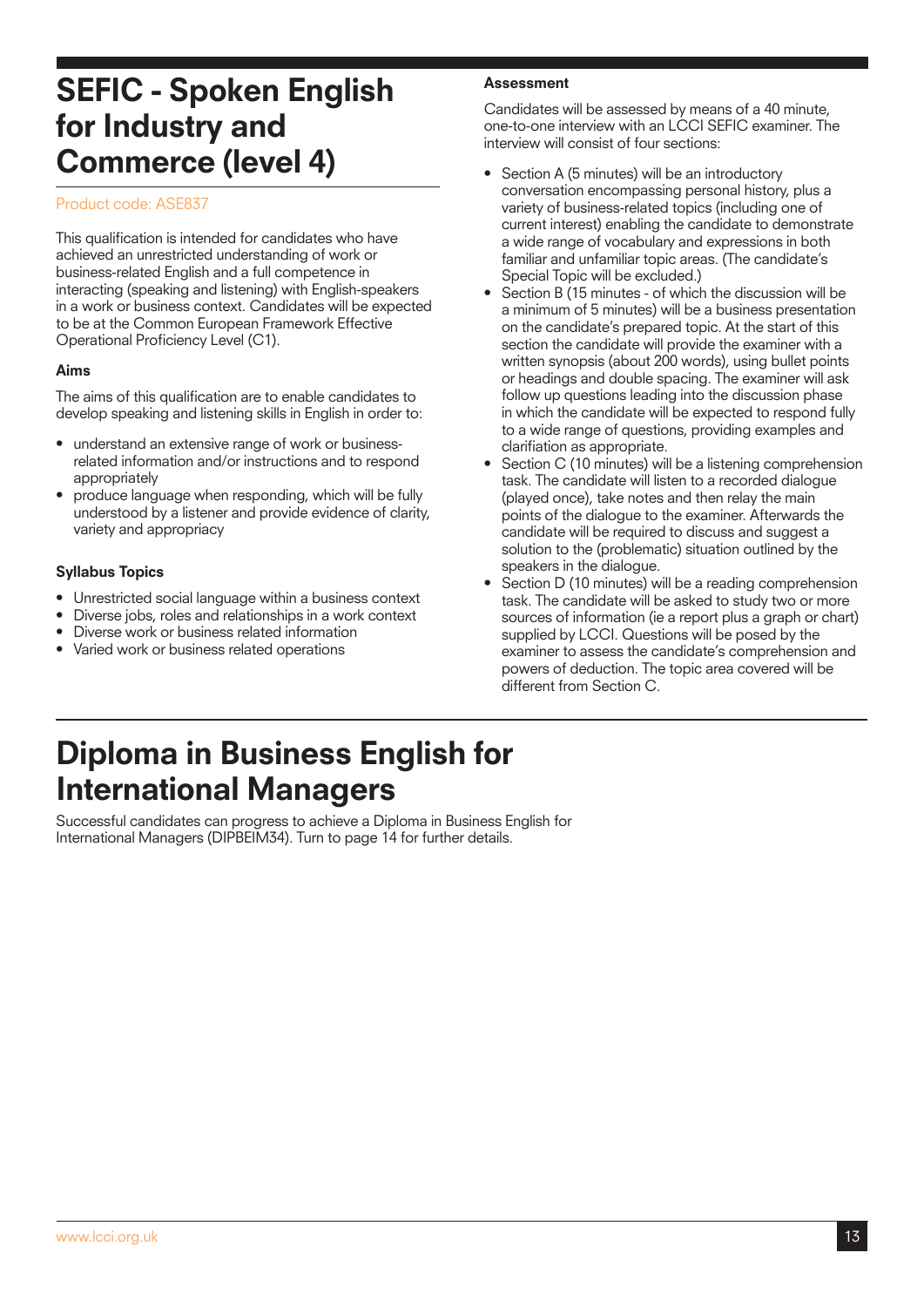# SEFIC - Spoken English for Industry and Commerce (level 4)

Product code: ASE837

This qualification is intended for candidates who have achieved an unrestricted understanding of work or business-related English and a full competence in interacting (speaking and listening) with English-speakers in a work or business context. Candidates will be expected to be at the Common European Framework Effective Operational Proficiency Level (C1).

### Aims

The aims of this qualification are to enable candidates to develop speaking and listening skills in English in order to:

- understand an extensive range of work or business-related information and/or instructions and to respond appropriately
- produce language when responding, which will be fully understood by a listener and provide evidence of clarity, variety and appropriacy

### Syllabus Topics

- Unrestricted social language within a business context
- Diverse jobs, roles and relationships in a work context
- Diverse work or business related information
- Varied work or business related operations

### Assessment

Candidates will be assessed by means of a 40 minute, one-to-one interview with an LCCI SEFIC examiner. The interview will consist of four sections:

- Section A (5 minutes) will be an introductory conversation encompassing personal history, plus a variety of business-related topics (including one of current interest) enabling the candidate to demonstrate a wide range of vocabulary and expressions in both familiar and unfamiliar topic areas. (The candidate's Special Topic will be excluded.)
- Section B (15 minutes - of which the discussion will be a minimum of 5 minutes) will be a business presentation on the candidate's prepared topic. At the start of this section the candidate will provide the examiner with a written synopsis (about 200 words), using bullet points or headings and double spacing. The examiner will ask follow up questions leading into the discussion phase in which the candidate will be expected to respond fully to a wide range of questions, providing examples and clarification as appropriate.
- Section C (10 minutes) will be a listening comprehension task. The candidate will listen to a recorded dialogue (played once), take notes and then relay the main points of the dialogue to the examiner. Afterwards the candidate will be required to discuss and suggest a solution to the (problematic) situation outlined by the speakers in the dialogue.
- Section D (10 minutes) will be a reading comprehension task. The candidate will be asked to study two or more sources of information (ie a report plus a graph or chart) supplied by LCCI. Questions will be posed by the examiner to assess the candidate's comprehension and powers of deduction. The topic area covered will be different from Section C.

# Diploma in Business English for International Managers

Successful candidates can progress to achieve a Diploma in Business English for International Managers (DIPBEIM34). Turn to page 14 for further details.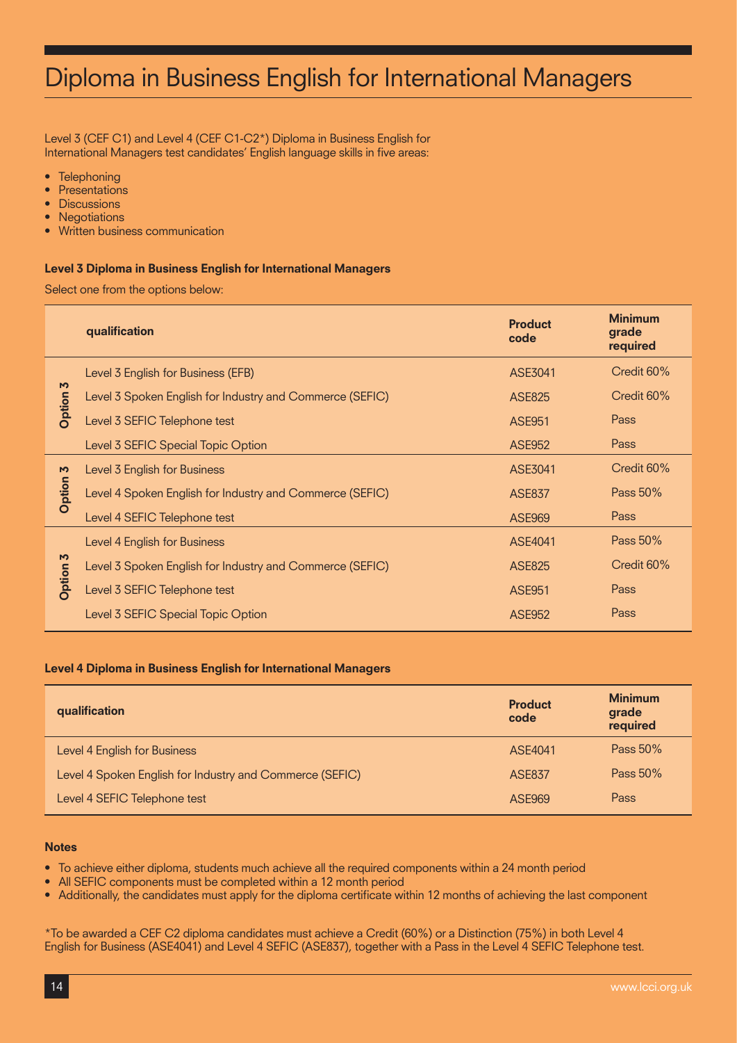# Diploma in Business English for International Managers

Level 3 (CEF C1) and Level 4 (CEF C1-C2*) Diploma in Business English for International Managers test candidates' English language skills in five areas:

- Telephoning
- Presentations
- Discussions
- Negotiations
- Written business communication

**Level 3 Diploma in Business English for International Managers**

Select one from the options below:

| | qualification | Product code | Minimum grade required |
|---|---|---|---|
| Option 3 | Level 3 English for Business (EFB) | ASE3041 | Credit 60% |
| | Level 3 Spoken English for Industry and Commerce (SEFIC) | ASE825 | Credit 60% |
| | Level 3 SEFIC Telephone test | ASE951 | Pass |
| | Level 3 SEFIC Special Topic Option | ASE952 | Pass |
| Option 3 | Level 3 English for Business | ASE3041 | Credit 60% |
| | Level 4 Spoken English for Industry and Commerce (SEFIC) | ASE837 | Pass 50% |
| | Level 4 SEFIC Telephone test | ASE969 | Pass |
| Option 3 | Level 4 English for Business | ASE4041 | Pass 50% |
| | Level 3 Spoken English for Industry and Commerce (SEFIC) | ASE825 | Credit 60% |
| | Level 3 SEFIC Telephone test | ASE951 | Pass |
| | Level 3 SEFIC Special Topic Option | ASE952 | Pass |

**Level 4 Diploma in Business English for International Managers**

| qualification | Product code | Minimum grade required |
|---|---|---|
| Level 4 English for Business | ASE4041 | Pass 50% |
| Level 4 Spoken English for Industry and Commerce (SEFIC) | ASE837 | Pass 50% |
| Level 4 SEFIC Telephone test | ASE969 | Pass |

**Notes**

- To achieve either diploma, students much achieve all the required components within a 24 month period
- All SEFIC components must be completed within a 12 month period
- Additionally, the candidates must apply for the diploma certificate within 12 months of achieving the last component

*To be awarded a CEF C2 diploma candidates must achieve a Credit (60%) or a Distinction (75%) in both Level 4 English for Business (ASE4041) and Level 4 SEFIC (ASE837), together with a Pass in the Level 4 SEFIC Telephone test.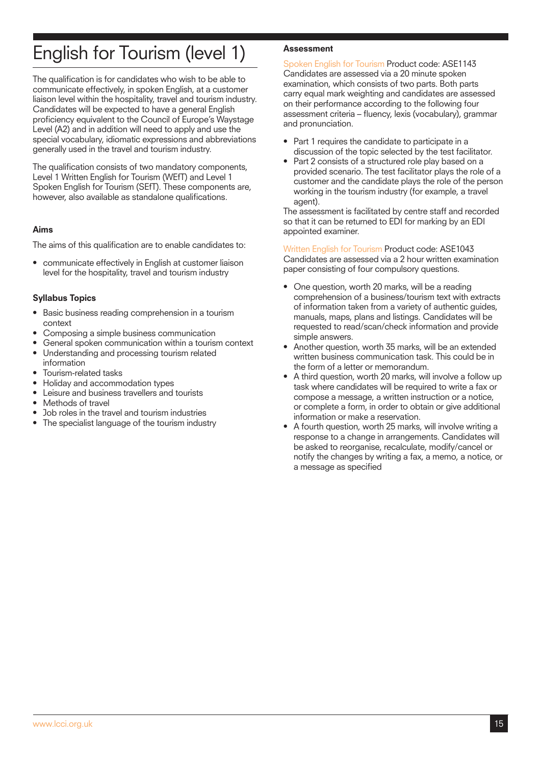# English for Tourism (level 1)

The qualification is for candidates who wish to be able to communicate effectively, in spoken English, at a customer liaison level within the hospitality, travel and tourism industry. Candidates will be expected to have a general English proficiency equivalent to the Council of Europe's Waystage Level (A2) and in addition will need to apply and use the special vocabulary, idiomatic expressions and abbreviations generally used in the travel and tourism industry.

The qualification consists of two mandatory components, Level 1 Written English for Tourism (WEfT) and Level 1 Spoken English for Tourism (SEfT). These components are, however, also available as standalone qualifications.

### Aims

The aims of this qualification are to enable candidates to:

- communicate effectively in English at customer liaison level for the hospitality, travel and tourism industry

### Syllabus Topics

- Basic business reading comprehension in a tourism context
- Composing a simple business communication
- General spoken communication within a tourism context
- Understanding and processing tourism related information
- Tourism-related tasks
- Holiday and accommodation types
- Leisure and business travellers and tourists
- Methods of travel
- Job roles in the travel and tourism industries
- The specialist language of the tourism industry

### Assessment

Spoken English for Tourism Product code: ASE1143
Candidates are assessed via a 20 minute spoken examination, which consists of two parts. Both parts carry equal mark weighting and candidates are assessed on their performance according to the following four assessment criteria – fluency, lexis (vocabulary), grammar and pronunciation.

- Part 1 requires the candidate to participate in a discussion of the topic selected by the test facilitator.
- Part 2 consists of a structured role play based on a provided scenario. The test facilitator plays the role of a customer and the candidate plays the role of the person working in the tourism industry (for example, a travel agent).

The assessment is facilitated by centre staff and recorded so that it can be returned to EDI for marking by an EDI appointed examiner.

Written English for Tourism Product code: ASE1043
Candidates are assessed via a 2 hour written examination paper consisting of four compulsory questions.

- One question, worth 20 marks, will be a reading comprehension of a business/tourism text with extracts of information taken from a variety of authentic guides, manuals, maps, plans and listings. Candidates will be requested to read/scan/check information and provide simple answers.
- Another question, worth 35 marks, will be an extended written business communication task. This could be in the form of a letter or memorandum.
- A third question, worth 20 marks, will involve a follow up task where candidates will be required to write a fax or compose a message, a written instruction or a notice, or complete a form, in order to obtain or give additional information or make a reservation.
- A fourth question, worth 25 marks, will involve writing a response to a change in arrangements. Candidates will be asked to reorganise, recalculate, modify/cancel or notify the changes by writing a fax, a memo, a notice, or a message as specified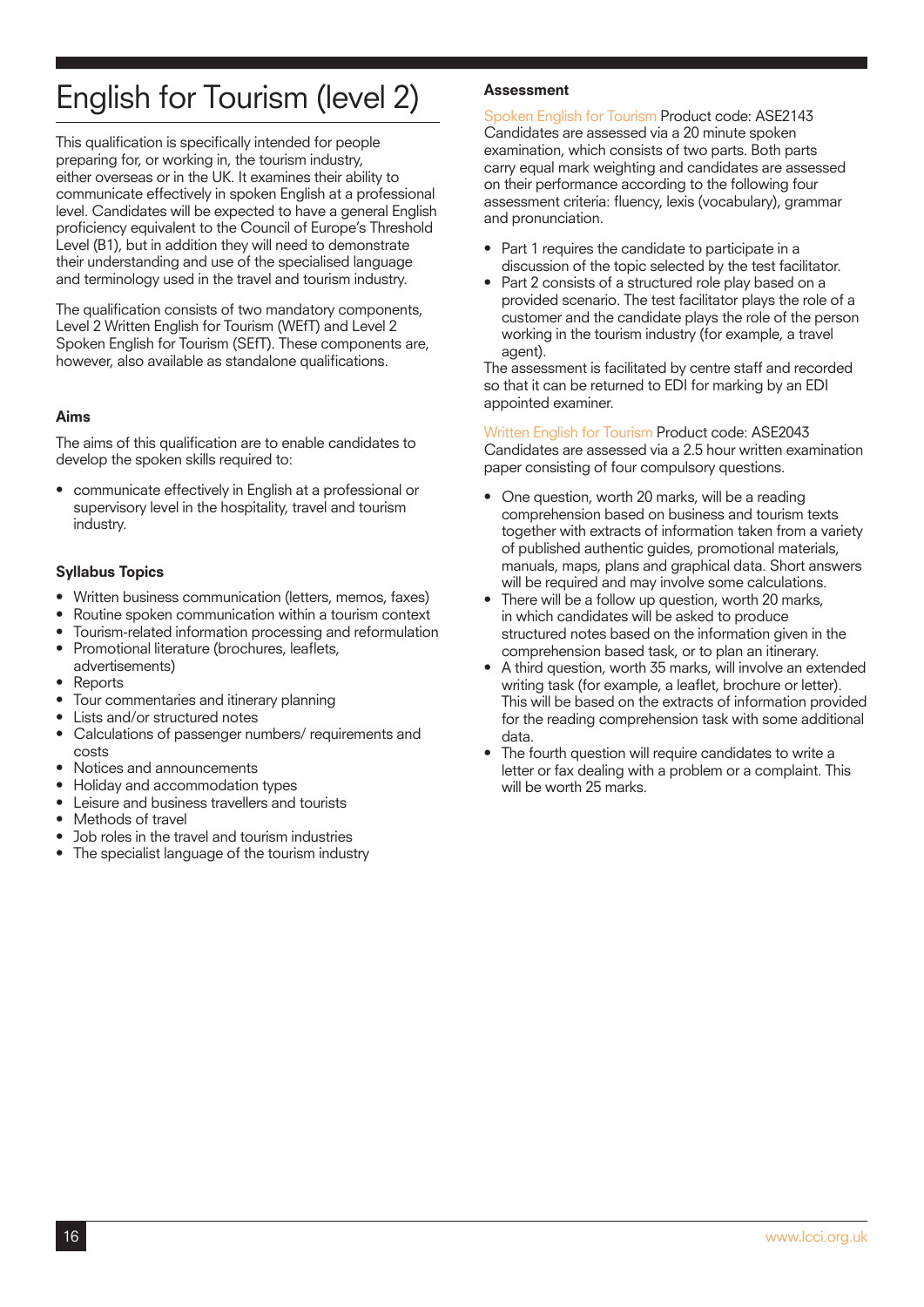# English for Tourism (level 2)

This qualification is specifically intended for people preparing for, or working in, the tourism industry, either overseas or in the UK. It examines their ability to communicate effectively in spoken English at a professional level. Candidates will be expected to have a general English proficiency equivalent to the Council of Europe's Threshold Level (B1), but in addition they will need to demonstrate their understanding and use of the specialised language and terminology used in the travel and tourism industry.

The qualification consists of two mandatory components, Level 2 Written English for Tourism (WEfT) and Level 2 Spoken English for Tourism (SEfT). These components are, however, also available as standalone qualifications.

### Aims

The aims of this qualification are to enable candidates to develop the spoken skills required to:

- communicate effectively in English at a professional or supervisory level in the hospitality, travel and tourism industry.

### Syllabus Topics

- Written business communication (letters, memos, faxes)
- Routine spoken communication within a tourism context
- Tourism-related information processing and reformulation
- Promotional literature (brochures, leaflets, advertisements)
- Reports
- Tour commentaries and itinerary planning
- Lists and/or structured notes
- Calculations of passenger numbers/ requirements and costs
- Notices and announcements
- Holiday and accommodation types
- Leisure and business travellers and tourists
- Methods of travel
- Job roles in the travel and tourism industries
- The specialist language of the tourism industry

### Assessment

Spoken English for Tourism Product code: ASE2143
Candidates are assessed via a 20 minute spoken examination, which consists of two parts. Both parts carry equal mark weighting and candidates are assessed on their performance according to the following four assessment criteria: fluency, lexis (vocabulary), grammar and pronunciation.

- Part 1 requires the candidate to participate in a discussion of the topic selected by the test facilitator.
- Part 2 consists of a structured role play based on a provided scenario. The test facilitator plays the role of a customer and the candidate plays the role of the person working in the tourism industry (for example, a travel agent).

The assessment is facilitated by centre staff and recorded so that it can be returned to EDI for marking by an EDI appointed examiner.

Written English for Tourism Product code: ASE2043
Candidates are assessed via a 2.5 hour written examination paper consisting of four compulsory questions.

- One question, worth 20 marks, will be a reading comprehension based on business and tourism texts together with extracts of information taken from a variety of published authentic guides, promotional materials, manuals, maps, plans and graphical data. Short answers will be required and may involve some calculations.
- There will be a follow up question, worth 20 marks, in which candidates will be asked to produce structured notes based on the information given in the comprehension based task, or to plan an itinerary.
- A third question, worth 35 marks, will involve an extended writing task (for example, a leaflet, brochure or letter). This will be based on the extracts of information provided for the reading comprehension task with some additional data.
- The fourth question will require candidates to write a letter or fax dealing with a problem or a complaint. This will be worth 25 marks.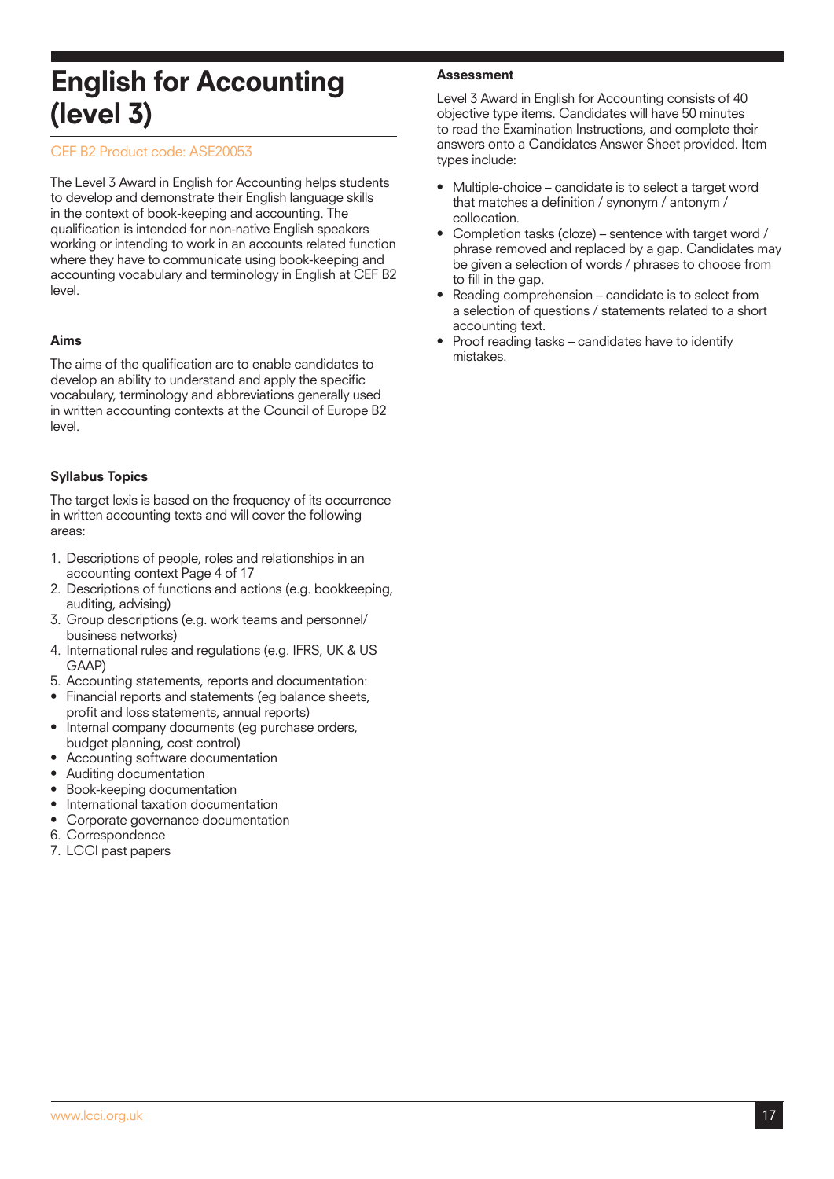# English for Accounting (level 3)

CEF B2 Product code: ASE20053

The Level 3 Award in English for Accounting helps students to develop and demonstrate their English language skills in the context of book-keeping and accounting. The qualification is intended for non-native English speakers working or intending to work in an accounts related function where they have to communicate using book-keeping and accounting vocabulary and terminology in English at CEF B2 level.

### Aims

The aims of the qualification are to enable candidates to develop an ability to understand and apply the specific vocabulary, terminology and abbreviations generally used in written accounting contexts at the Council of Europe B2 level.

### Syllabus Topics

The target lexis is based on the frequency of its occurrence in written accounting texts and will cover the following areas:

1. Descriptions of people, roles and relationships in an accounting context Page 4 of 17
2. Descriptions of functions and actions (e.g. bookkeeping, auditing, advising)
3. Group descriptions (e.g. work teams and personnel/ business networks)
4. International rules and regulations (e.g. IFRS, UK & US GAAP)
5. Accounting statements, reports and documentation:
   - Financial reports and statements (eg balance sheets, profit and loss statements, annual reports)
   - Internal company documents (eg purchase orders, budget planning, cost control)
   - Accounting software documentation
   - Auditing documentation
   - Book-keeping documentation
   - International taxation documentation
   - Corporate governance documentation
6. Correspondence
7. LCCI past papers

### Assessment

Level 3 Award in English for Accounting consists of 40 objective type items. Candidates will have 50 minutes to read the Examination Instructions, and complete their answers onto a Candidates Answer Sheet provided. Item types include:

- Multiple-choice – candidate is to select a target word that matches a definition / synonym / antonym / collocation.
- Completion tasks (cloze) – sentence with target word / phrase removed and replaced by a gap. Candidates may be given a selection of words / phrases to choose from to fill in the gap.
- Reading comprehension – candidate is to select from a selection of questions / statements related to a short accounting text.
- Proof reading tasks – candidates have to identify mistakes.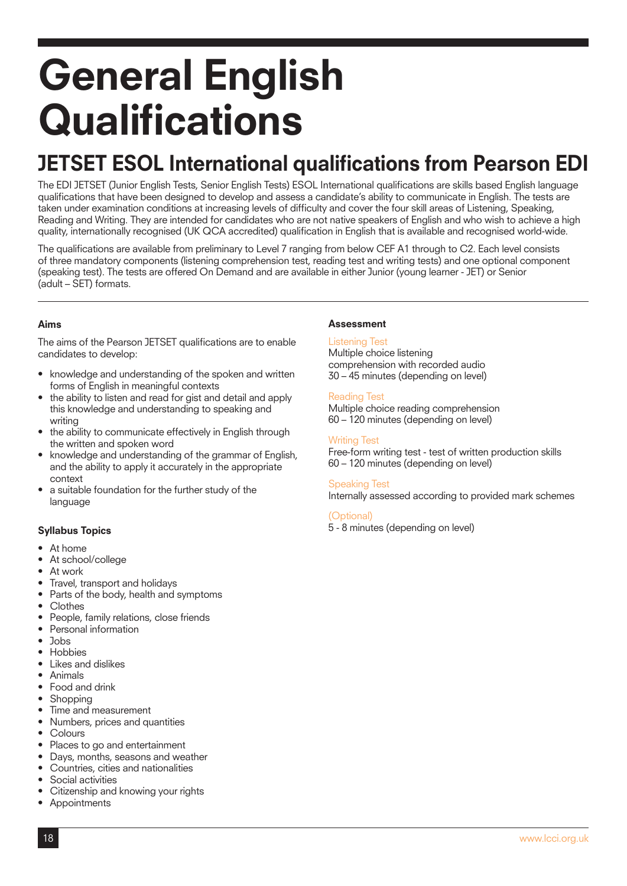# General English Qualifications

## JETSET ESOL International qualifications from Pearson EDI

The EDI JETSET (Junior English Tests, Senior English Tests) ESOL International qualifications are skills based English language qualifications that have been designed to develop and assess a candidate's ability to communicate in English. The tests are taken under examination conditions at increasing levels of difficulty and cover the four skill areas of Listening, Speaking, Reading and Writing. They are intended for candidates who are not native speakers of English and who wish to achieve a high quality, internationally recognised (UK QCA accredited) qualification in English that is available and recognised world-wide.

The qualifications are available from preliminary to Level 7 ranging from below CEF A1 through to C2. Each level consists of three mandatory components (listening comprehension test, reading test and writing tests) and one optional component (speaking test). The tests are offered On Demand and are available in either Junior (young learner - JET) or Senior (adult – SET) formats.

### Aims

The aims of the Pearson JETSET qualifications are to enable candidates to develop:

- knowledge and understanding of the spoken and written forms of English in meaningful contexts
- the ability to listen and read for gist and detail and apply this knowledge and understanding to speaking and writing
- the ability to communicate effectively in English through the written and spoken word
- knowledge and understanding of the grammar of English, and the ability to apply it accurately in the appropriate context
- a suitable foundation for the further study of the language

### Syllabus Topics

- At home
- At school/college
- At work
- Travel, transport and holidays
- Parts of the body, health and symptoms
- Clothes
- People, family relations, close friends
- Personal information
- Jobs
- Hobbies
- Likes and dislikes
- Animals
- Food and drink
- Shopping
- Time and measurement
- Numbers, prices and quantities
- Colours
- Places to go and entertainment
- Days, months, seasons and weather
- Countries, cities and nationalities
- Social activities
- Citizenship and knowing your rights
- Appointments

### Assessment

Listening Test
Multiple choice listening comprehension with recorded audio
30 – 45 minutes (depending on level)

Reading Test
Multiple choice reading comprehension
60 – 120 minutes (depending on level)

Writing Test
Free-form writing test - test of written production skills
60 – 120 minutes (depending on level)

Speaking Test
Internally assessed according to provided mark schemes

(Optional)
5 - 8 minutes (depending on level)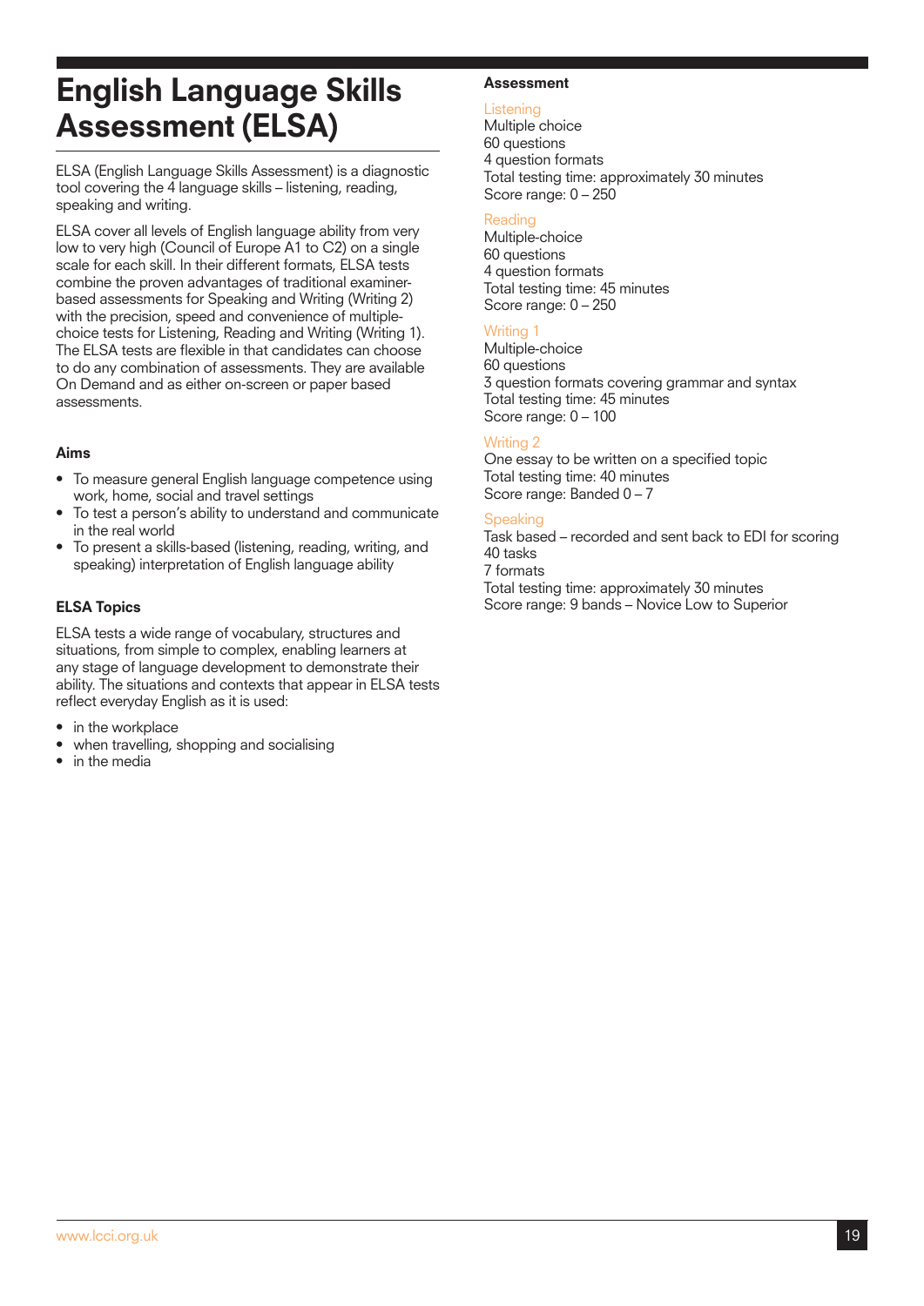# English Language Skills Assessment (ELSA)

ELSA (English Language Skills Assessment) is a diagnostic tool covering the 4 language skills – listening, reading, speaking and writing.

ELSA cover all levels of English language ability from very low to very high (Council of Europe A1 to C2) on a single scale for each skill. In their different formats, ELSA tests combine the proven advantages of traditional examiner-based assessments for Speaking and Writing (Writing 2) with the precision, speed and convenience of multiple-choice tests for Listening, Reading and Writing (Writing 1). The ELSA tests are flexible in that candidates can choose to do any combination of assessments. They are available On Demand and as either on-screen or paper based assessments.

### Aims

- To measure general English language competence using work, home, social and travel settings
- To test a person's ability to understand and communicate in the real world
- To present a skills-based (listening, reading, writing, and speaking) interpretation of English language ability

### ELSA Topics

ELSA tests a wide range of vocabulary, structures and situations, from simple to complex, enabling learners at any stage of language development to demonstrate their ability. The situations and contexts that appear in ELSA tests reflect everyday English as it is used:

- in the workplace
- when travelling, shopping and socialising
- in the media

### Assessment

#### Listening

Multiple choice
60 questions
4 question formats
Total testing time: approximately 30 minutes
Score range: 0 – 250

#### Reading

Multiple-choice
60 questions
4 question formats
Total testing time: 45 minutes
Score range: 0 – 250

#### Writing 1

Multiple-choice
60 questions
3 question formats covering grammar and syntax
Total testing time: 45 minutes
Score range: 0 – 100

#### Writing 2

One essay to be written on a specified topic
Total testing time: 40 minutes
Score range: Banded 0 – 7

#### Speaking

Task based – recorded and sent back to EDI for scoring
40 tasks
7 formats
Total testing time: approximately 30 minutes
Score range: 9 bands – Novice Low to Superior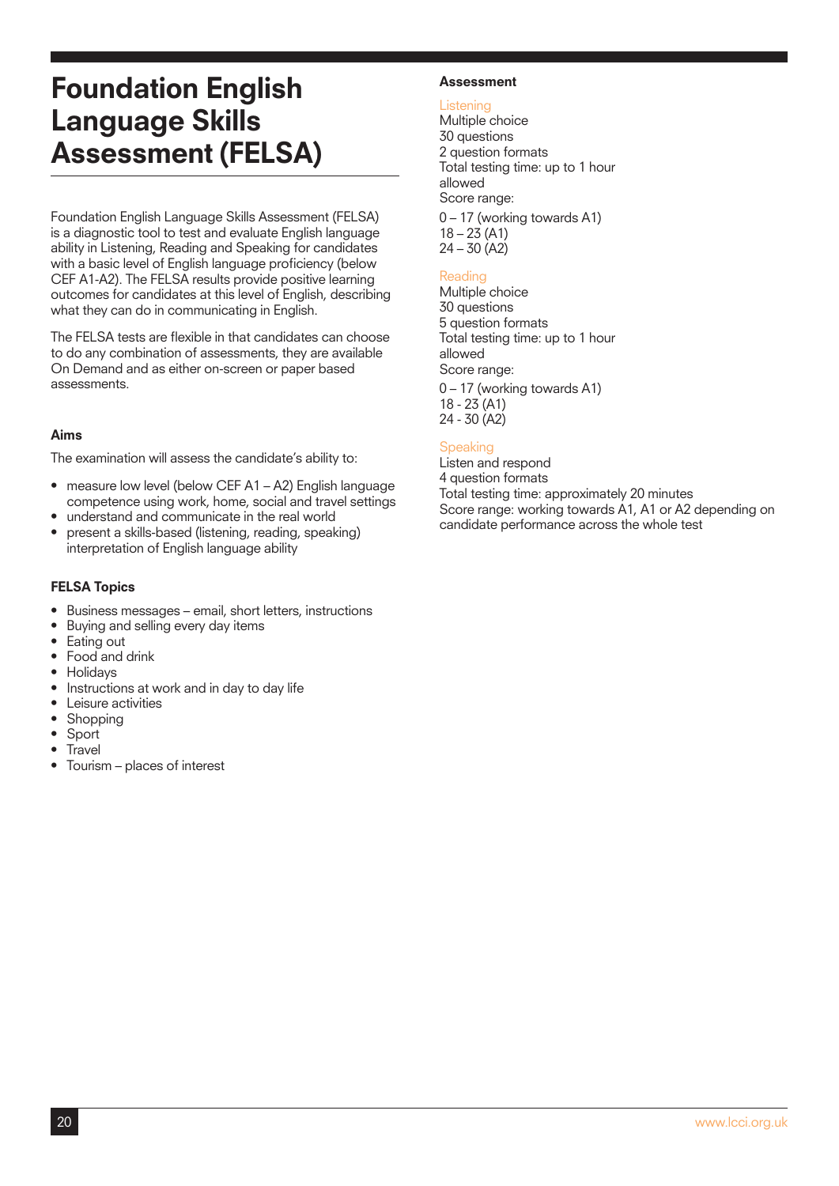# Foundation English Language Skills Assessment (FELSA)

Foundation English Language Skills Assessment (FELSA) is a diagnostic tool to test and evaluate English language ability in Listening, Reading and Speaking for candidates with a basic level of English language proficiency (below CEF A1-A2). The FELSA results provide positive learning outcomes for candidates at this level of English, describing what they can do in communicating in English.

The FELSA tests are flexible in that candidates can choose to do any combination of assessments, they are available On Demand and as either on-screen or paper based assessments.

### Aims

The examination will assess the candidate's ability to:

- measure low level (below CEF A1 – A2) English language competence using work, home, social and travel settings
- understand and communicate in the real world
- present a skills-based (listening, reading, speaking) interpretation of English language ability

### FELSA Topics

- Business messages – email, short letters, instructions
- Buying and selling every day items
- Eating out
- Food and drink
- Holidays
- Instructions at work and in day to day life
- Leisure activities
- Shopping
- Sport
- Travel
- Tourism – places of interest

### Assessment

**Listening**
Multiple choice
30 questions
2 question formats
Total testing time: up to 1 hour allowed
Score range:

0 – 17 (working towards A1)
18 – 23 (A1)
24 – 30 (A2)

**Reading**
Multiple choice
30 questions
5 question formats
Total testing time: up to 1 hour allowed
Score range:

0 – 17 (working towards A1)
18 - 23 (A1)
24 - 30 (A2)

**Speaking**
Listen and respond
4 question formats
Total testing time: approximately 20 minutes
Score range: working towards A1, A1 or A2 depending on candidate performance across the whole test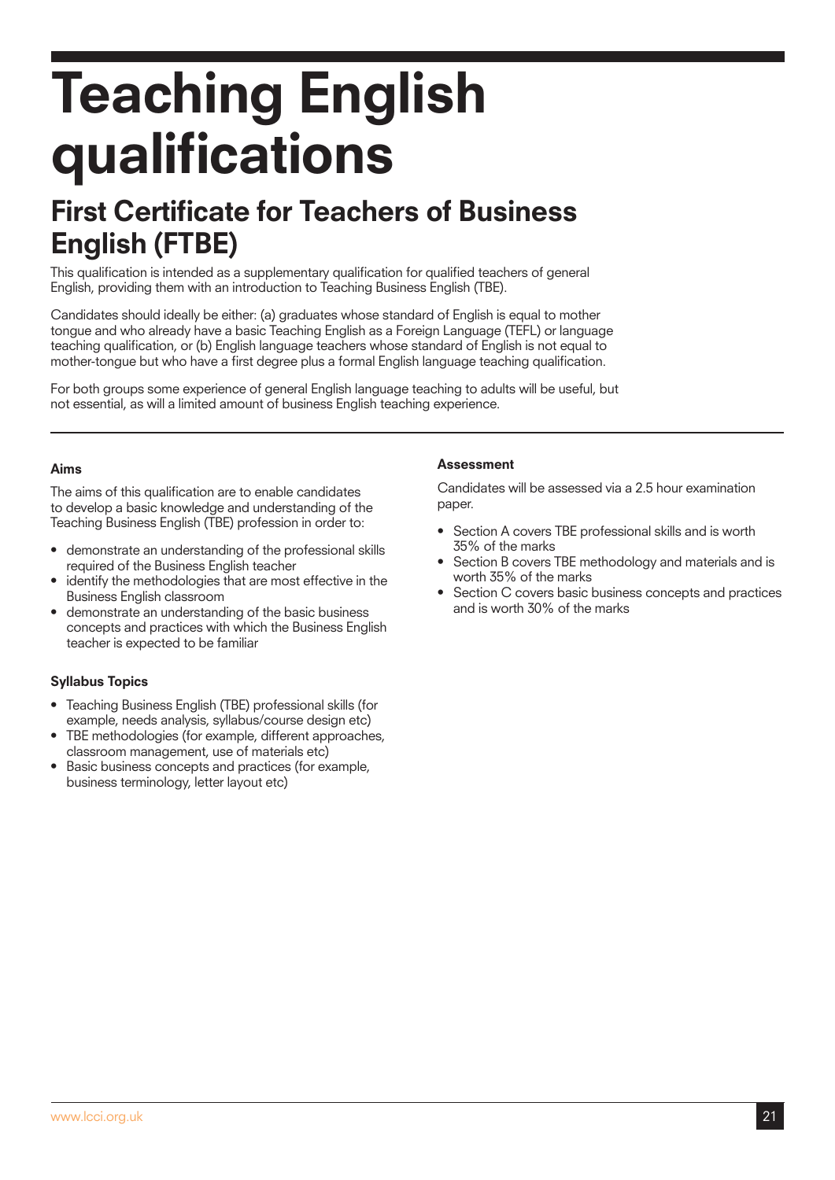# Teaching English qualifications

## First Certificate for Teachers of Business English (FTBE)

This qualification is intended as a supplementary qualification for qualified teachers of general English, providing them with an introduction to Teaching Business English (TBE).

Candidates should ideally be either: (a) graduates whose standard of English is equal to mother tongue and who already have a basic Teaching English as a Foreign Language (TEFL) or language teaching qualification, or (b) English language teachers whose standard of English is not equal to mother-tongue but who have a first degree plus a formal English language teaching qualification.

For both groups some experience of general English language teaching to adults will be useful, but not essential, as will a limited amount of business English teaching experience.

#### Aims

The aims of this qualification are to enable candidates to develop a basic knowledge and understanding of the Teaching Business English (TBE) profession in order to:

- demonstrate an understanding of the professional skills required of the Business English teacher
- identify the methodologies that are most effective in the Business English classroom
- demonstrate an understanding of the basic business concepts and practices with which the Business English teacher is expected to be familiar

#### Syllabus Topics

- Teaching Business English (TBE) professional skills (for example, needs analysis, syllabus/course design etc)
- TBE methodologies (for example, different approaches, classroom management, use of materials etc)
- Basic business concepts and practices (for example, business terminology, letter layout etc)

#### Assessment

Candidates will be assessed via a 2.5 hour examination paper.

- Section A covers TBE professional skills and is worth 35% of the marks
- Section B covers TBE methodology and materials and is worth 35% of the marks
- Section C covers basic business concepts and practices and is worth 30% of the marks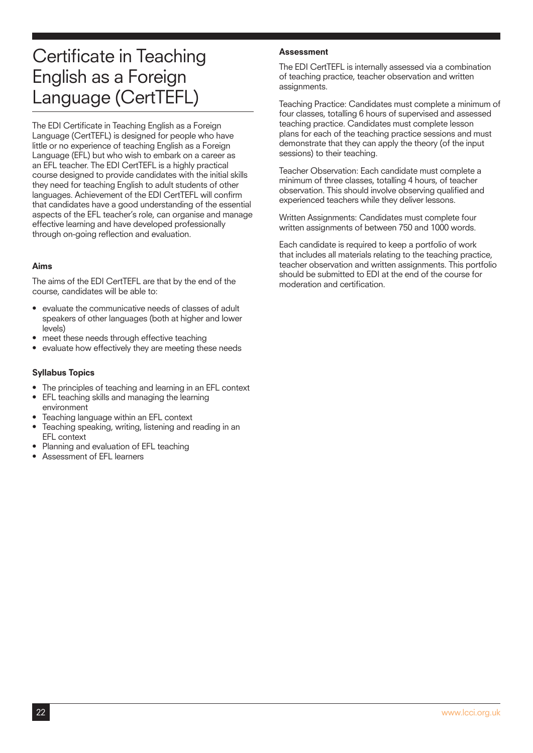# Certificate in Teaching English as a Foreign Language (CertTEFL)

The EDI Certificate in Teaching English as a Foreign Language (CertTEFL) is designed for people who have little or no experience of teaching English as a Foreign Language (EFL) but who wish to embark on a career as an EFL teacher. The EDI CertTEFL is a highly practical course designed to provide candidates with the initial skills they need for teaching English to adult students of other languages. Achievement of the EDI CertTEFL will confirm that candidates have a good understanding of the essential aspects of the EFL teacher's role, can organise and manage effective learning and have developed professionally through on-going reflection and evaluation.

### Aims

The aims of the EDI CertTEFL are that by the end of the course, candidates will be able to:

- evaluate the communicative needs of classes of adult speakers of other languages (both at higher and lower levels)
- meet these needs through effective teaching
- evaluate how effectively they are meeting these needs

### Syllabus Topics

- The principles of teaching and learning in an EFL context
- EFL teaching skills and managing the learning environment
- Teaching language within an EFL context
- Teaching speaking, writing, listening and reading in an EFL context
- Planning and evaluation of EFL teaching
- Assessment of EFL learners

### Assessment

The EDI CertTEFL is internally assessed via a combination of teaching practice, teacher observation and written assignments.

Teaching Practice: Candidates must complete a minimum of four classes, totalling 6 hours of supervised and assessed teaching practice. Candidates must complete lesson plans for each of the teaching practice sessions and must demonstrate that they can apply the theory (of the input sessions) to their teaching.

Teacher Observation: Each candidate must complete a minimum of three classes, totalling 4 hours, of teacher observation. This should involve observing qualified and experienced teachers while they deliver lessons.

Written Assignments: Candidates must complete four written assignments of between 750 and 1000 words.

Each candidate is required to keep a portfolio of work that includes all materials relating to the teaching practice, teacher observation and written assignments. This portfolio should be submitted to EDI at the end of the course for moderation and certification.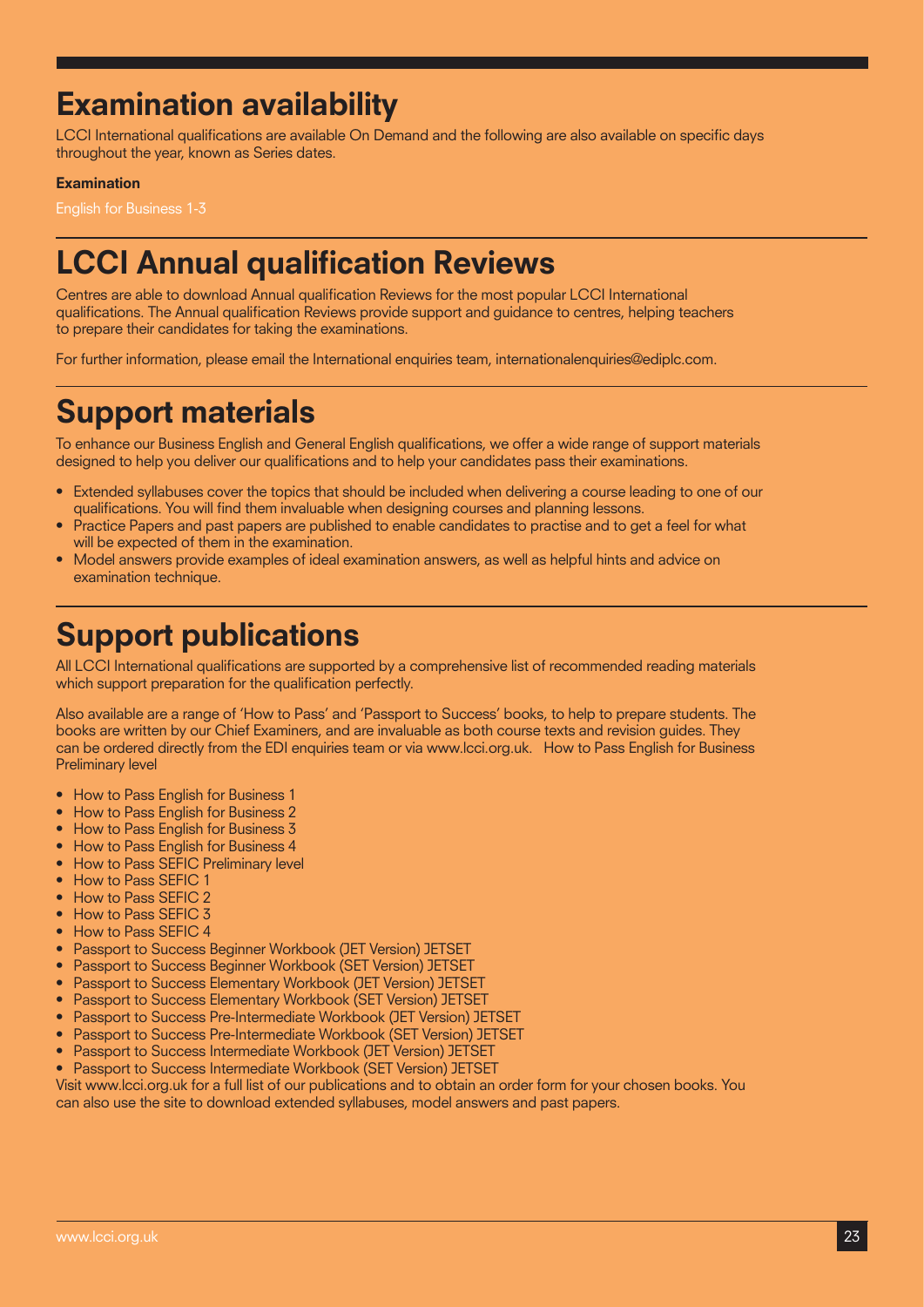# Examination availability

LCCI International qualifications are available On Demand and the following are also available on specific days throughout the year, known as Series dates.

**Examination**

English for Business 1-3

# LCCI Annual qualification Reviews

Centres are able to download Annual qualification Reviews for the most popular LCCI International qualifications. The Annual qualification Reviews provide support and guidance to centres, helping teachers to prepare their candidates for taking the examinations.

For further information, please email the International enquiries team, internationalenquiries@ediplc.com.

# Support materials

To enhance our Business English and General English qualifications, we offer a wide range of support materials designed to help you deliver our qualifications and to help your candidates pass their examinations.

- Extended syllabuses cover the topics that should be included when delivering a course leading to one of our qualifications. You will find them invaluable when designing courses and planning lessons.
- Practice Papers and past papers are published to enable candidates to practise and to get a feel for what will be expected of them in the examination.
- Model answers provide examples of ideal examination answers, as well as helpful hints and advice on examination technique.

# Support publications

All LCCI International qualifications are supported by a comprehensive list of recommended reading materials which support preparation for the qualification perfectly.

Also available are a range of 'How to Pass' and 'Passport to Success' books, to help to prepare students. The books are written by our Chief Examiners, and are invaluable as both course texts and revision guides. They can be ordered directly from the EDI enquiries team or via www.lcci.org.uk. How to Pass English for Business Preliminary level

- How to Pass English for Business 1
- How to Pass English for Business 2
- How to Pass English for Business 3
- How to Pass English for Business 4
- How to Pass SEFIC Preliminary level
- How to Pass SEFIC 1
- How to Pass SEFIC 2
- How to Pass SEFIC 3
- How to Pass SEFIC 4
- Passport to Success Beginner Workbook (JET Version) JETSET
- Passport to Success Beginner Workbook (SET Version) JETSET
- Passport to Success Elementary Workbook (JET Version) JETSET
- Passport to Success Elementary Workbook (SET Version) JETSET
- Passport to Success Pre-Intermediate Workbook (JET Version) JETSET
- Passport to Success Pre-Intermediate Workbook (SET Version) JETSET
- Passport to Success Intermediate Workbook (JET Version) JETSET
- Passport to Success Intermediate Workbook (SET Version) JETSET

Visit www.lcci.org.uk for a full list of our publications and to obtain an order form for your chosen books. You can also use the site to download extended syllabuses, model answers and past papers.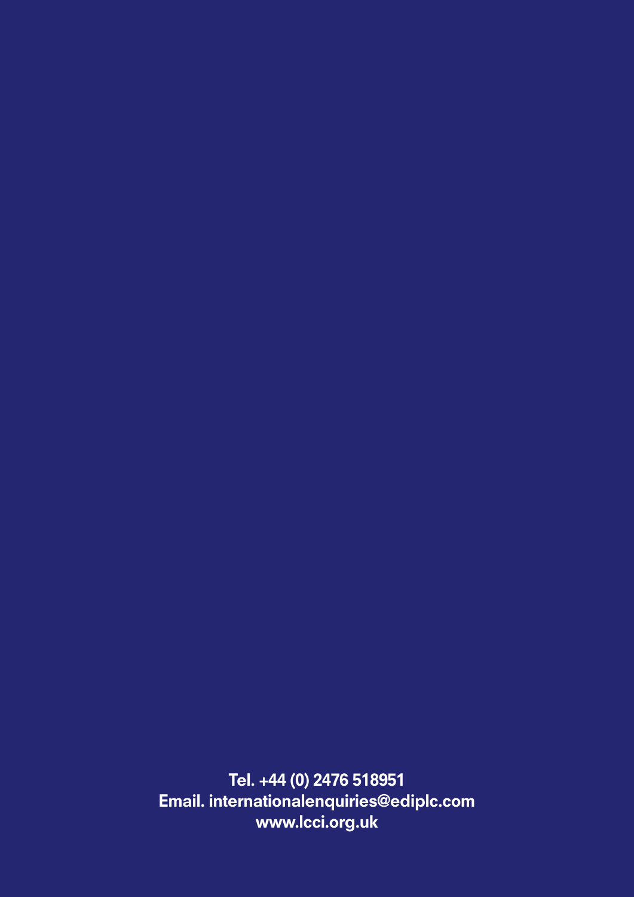**Tel. +44 (0) 2476 518951**
**Email. internationalenquiries@ediplc.com**
**www.lcci.org.uk**